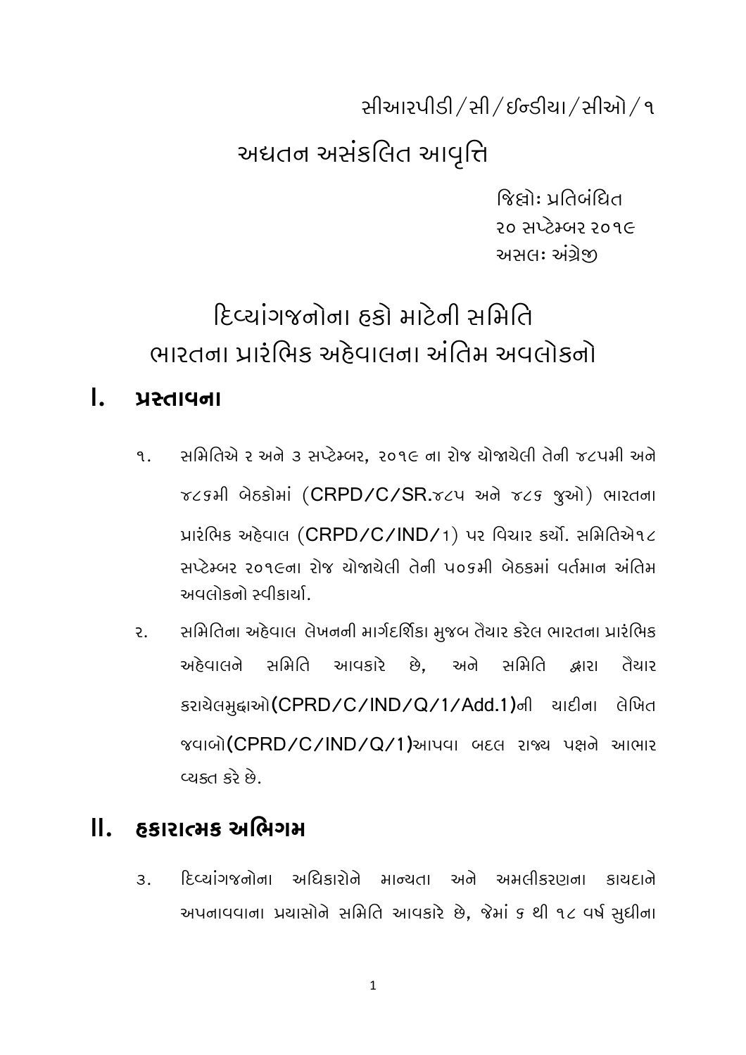સીઆરપીડી/સી/ઈન્ડીયા/સીઓ/૧

# અદ્યતન અસંકલિત આવૃત્તિ

જિલ્લોઃ પ્રતિબંધિત
૨૦ સપ્ટેમ્બર ૨૦૧૯
અસલઃ અંગ્રેજી

# દિવ્યાંગજનોના હકો માટેની સમિતિ
# ભારતના પ્રારંભિક અહેવાલના અંતિમ અવલોકનો

## I. પ્રસ્તાવના

૧. સમિતિએ ૨ અને ૩ સપ્ટેમ્બર, ૨૦૧૯ ના રોજ યોજાયેલી તેની ૪૮૫મી અને ૪૮૬મી બેઠકોમાં (CRPD/C/SR.૪૮૫ અને ૪૮૬ જુઓ) ભારતના પ્રારંભિક અહેવાલ (CRPD/C/IND/1) પર વિચાર કર્યો. સમિતિએ૧૮ સપ્ટેમ્બર ૨૦૧૯ના રોજ યોજાયેલી તેની ૫૦૬મી બેઠકમાં વર્તમાન અંતિમ અવલોકનો સ્વીકાર્યા.

૨. સમિતિના અહેવાલ લેખનની માર્ગદર્શિકા મુજબ તૈયાર કરેલ ભારતના પ્રારંભિક અહેવાલને સમિતિ આવકારે છે, અને સમિતિ દ્વારા તૈયાર કરાયેલમુદ્દાઓ(CPRD/C/IND/Q/1/Add.1)ની યાદીના લેખિત જવાબો(CPRD/C/IND/Q/1)આપવા બદલ રાજ્ય પક્ષને આભાર વ્યક્ત કરે છે.

## II. હકારાત્મક અભિગમ

૩. દિવ્યાંગજનોના અધિકારોને માન્યતા અને અમલીકરણના કાયદાને અપનાવવાના પ્રયાસોને સમિતિ આવકારે છે, જેમાં ૬ થી ૧૮ વર્ષ સુધીના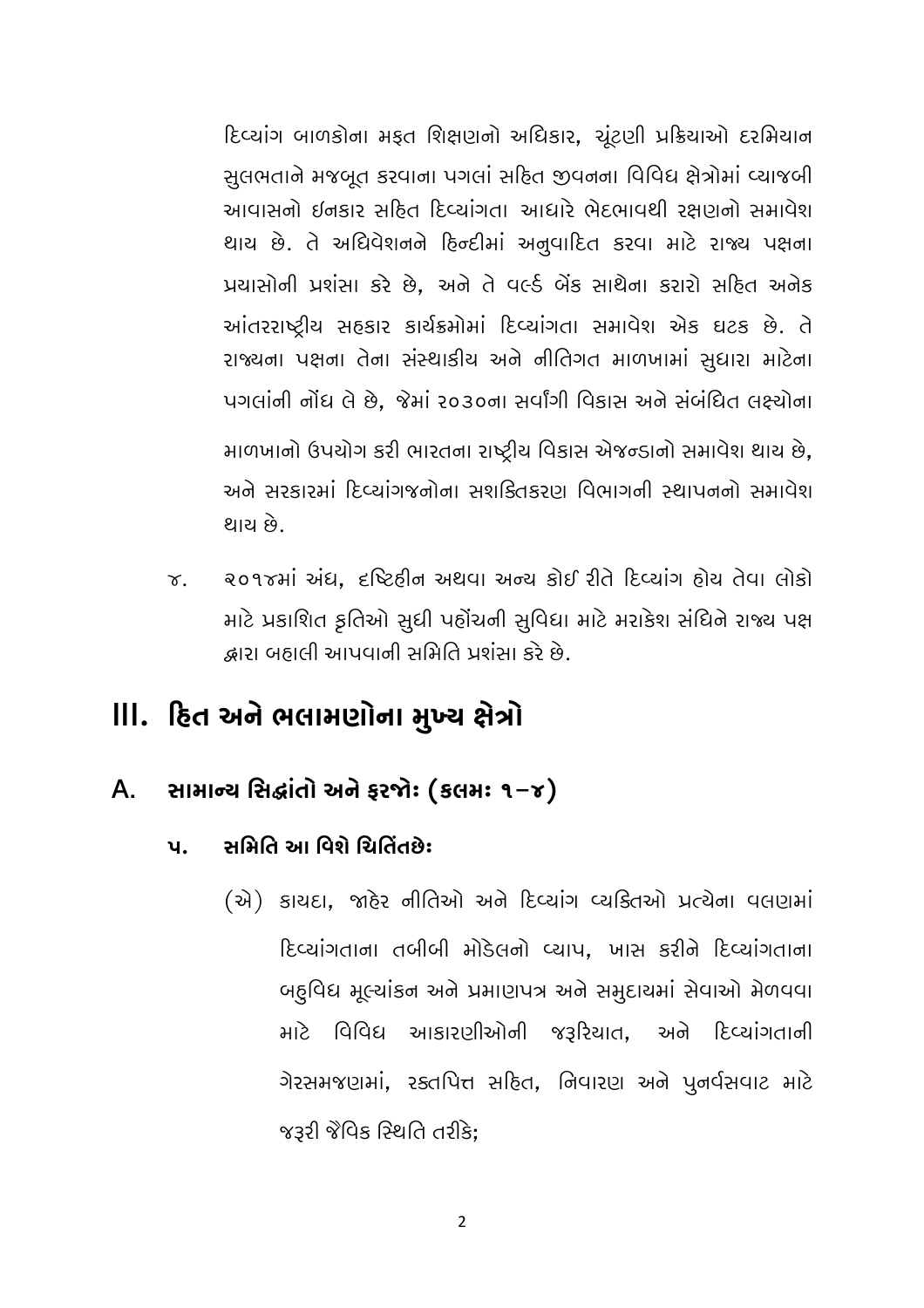દિવ્યાંગ બાળકોના મફત શિક્ષણનો અધિકાર, ચૂંટણી પ્રક્રિયાઓ દરમિયાન સુલભતાને મજબૂત કરવાના પગલાં સહિત જીવનના વિવિધ ક્ષેત્રોમાં વ્યાજબી આવાસનો ઇનકાર સહિત દિવ્યાંગતા આધારે ભેદભાવથી રક્ષણનો સમાવેશ થાય છે. તે અધિવેશનને હિન્દીમાં અનુવાદિત કરવા માટે રાજ્ય પક્ષના પ્રયાસોની પ્રશંસા કરે છે, અને તે વર્લ્ડ બેંક સાથેના કરારો સહિત અનેક આંતરરાષ્ટ્રીય સહકાર કાર્યક્રમોમાં દિવ્યાંગતા સમાવેશ એક ઘટક છે. તે રાજ્યના પક્ષના તેના સંસ્થાકીય અને નીતિગત માળખામાં સુધારા માટેના પગલાંની નોંધ લે છે, જેમાં ૨૦૩૦ના સર્વાંગી વિકાસ અને સંબંધિત લક્ષ્યોના માળખાનો ઉપયોગ કરી ભારતના રાષ્ટ્રીય વિકાસ એજન્ડાનો સમાવેશ થાય છે, અને સરકારમાં દિવ્યાંગજનોના સશક્તિકરણ વિભાગની સ્થાપનનો સમાવેશ થાય છે.

૪. ૨૦૧૪માં અંધ, દૃષ્ટિહીન અથવા અન્ય કોઈ રીતે દિવ્યાંગ હોય તેવા લોકો માટે પ્રકાશિત કૃતિઓ સુધી પહોંચની સુવિધા માટે મરાકેશ સંધિને રાજ્ય પક્ષ દ્વારા બહાલી આપવાની સમિતિ પ્રશંસા કરે છે.

# III. હિત અને ભલામણોના મુખ્ય ક્ષેત્રો

## A. સામાન્ય સિદ્ધાંતો અને ફરજોઃ (કલમઃ ૧–૪)

### ૫. સમિતિ આ વિશે ચિંતિતછેઃ

(એ) કાયદા, જાહેર નીતિઓ અને દિવ્યાંગ વ્યક્તિઓ પ્રત્યેના વલણમાં દિવ્યાંગતાના તબીબી મૉડેલનો વ્યાપ, ખાસ કરીને દિવ્યાંગતાના બહુવિધ મૂલ્યાંકન અને પ્રમાણપત્ર અને સમુદાયમાં સેવાઓ મેળવવા માટે વિવિધ આકારણીઓની જરૂરિયાત, અને દિવ્યાંગતાની ગેરસમજણમાં, રક્તપિત્ત સહિત, નિવારણ અને પુનર્વસવાટ માટે જરૂરી જૈવિક સ્થિતિ તરીકે;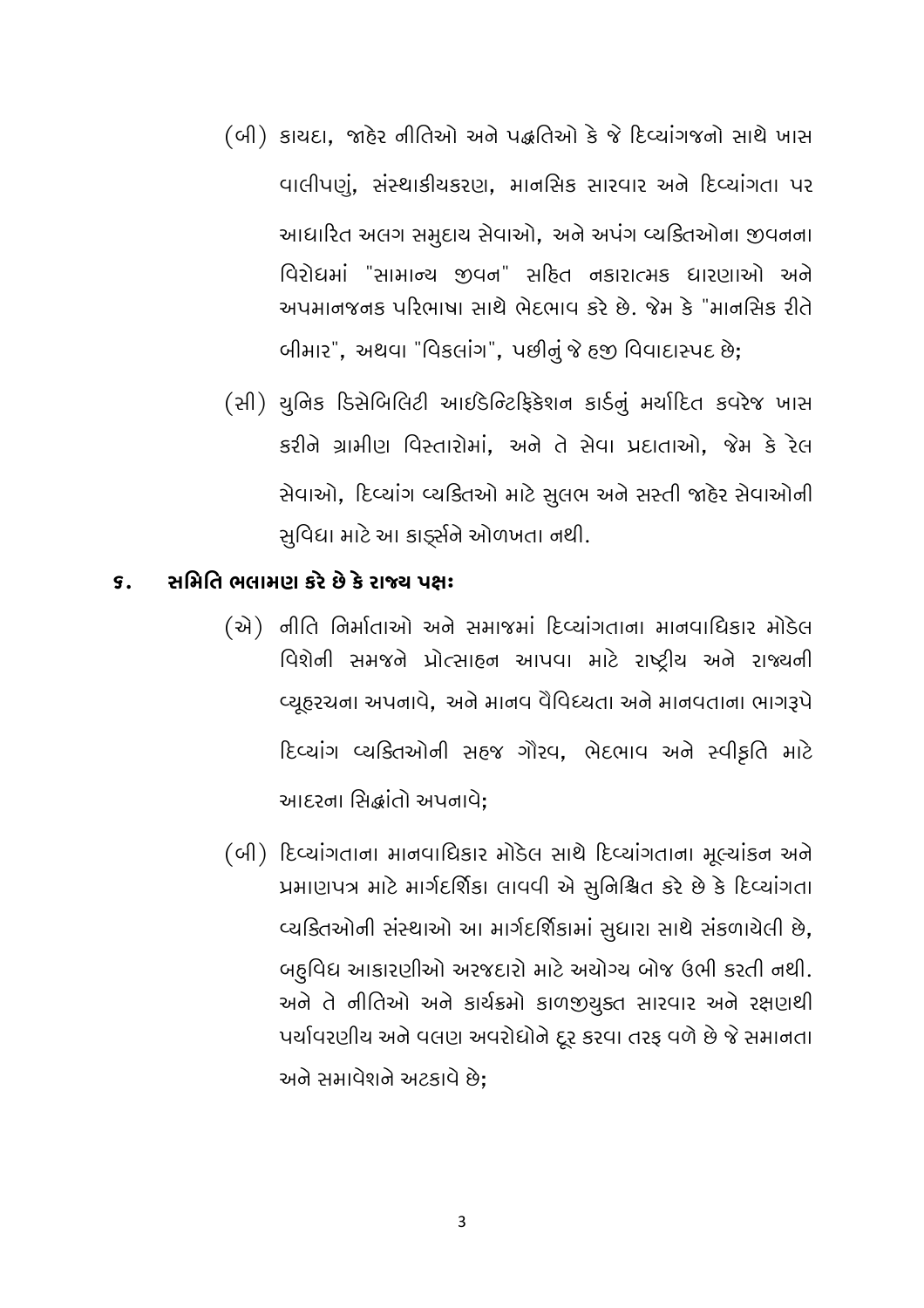(બી) કાયદા, જાહેર નીતિઓ અને પદ્ધતિઓ કે જે દિવ્યાંગજનો સાથે ખાસ વાલીપણું, સંસ્થાકીયકરણ, માનસિક સારવાર અને દિવ્યાંગતા પર આધારિત અલગ સમુદાય સેવાઓ, અને અપંગ વ્યક્તિઓના જીવનના વિરોધમાં "સામાન્ય જીવન" સહિત નકારાત્મક ધારણાઓ અને અપમાનજનક પરિભાષા સાથે ભેદભાવ કરે છે. જેમ કે "માનસિક રીતે બીમાર", અથવા "વિકલાંગ", પછીનું જે હજી વિવાદાસ્પદ છે;

(સી) યુનિક ડિસેબિલિટી આઇડેન્ટિફિકેશન કાર્ડનું મર્યાદિત કવરેજ ખાસ કરીને ગ્રામીણ વિસ્તારોમાં, અને તે સેવા પ્રદાતાઓ, જેમ કે રેલ સેવાઓ, દિવ્યાંગ વ્યક્તિઓ માટે સુલભ અને સસ્તી જાહેર સેવાઓની સુવિધા માટે આ કાર્ડ્સને ઓળખતા નથી.

**૬. સમિતિ ભલામણ કરે છે કે રાજ્ય પક્ષઃ**

(એ) નીતિ નિર્માતાઓ અને સમાજમાં દિવ્યાંગતાના માનવાધિકાર મૉડેલ વિશેની સમજને પ્રોત્સાહન આપવા માટે રાષ્ટ્રીય અને રાજ્યની વ્યૂહરચના અપનાવે, અને માનવ વૈવિધ્યતા અને માનવતાના ભાગરૂપે દિવ્યાંગ વ્યક્તિઓની સહજ ગૌરવ, ભેદભાવ અને સ્વીકૃતિ માટે આદરના સિદ્ધાંતો અપનાવે;

(બી) દિવ્યાંગતાના માનવાધિકાર મૉડેલ સાથે દિવ્યાંગતાના મૂલ્યાંકન અને પ્રમાણપત્ર માટે માર્ગદર્શિકા લાવવી એ સુનિશ્ચિત કરે છે કે દિવ્યાંગતા વ્યક્તિઓની સંસ્થાઓ આ માર્ગદર્શિકામાં સુધારા સાથે સંકળાયેલી છે, બહુવિધ આકારણીઓ અરજદારો માટે અયોગ્ય બોજ ઉભી કરતી નથી. અને તે નીતિઓ અને કાર્યક્રમો કાળજીયુક્ત સારવાર અને રક્ષણથી પર્યાવરણીય અને વલણ અવરોધોને દૂર કરવા તરફ વળે છે જે સમાનતા અને સમાવેશને અટકાવે છે;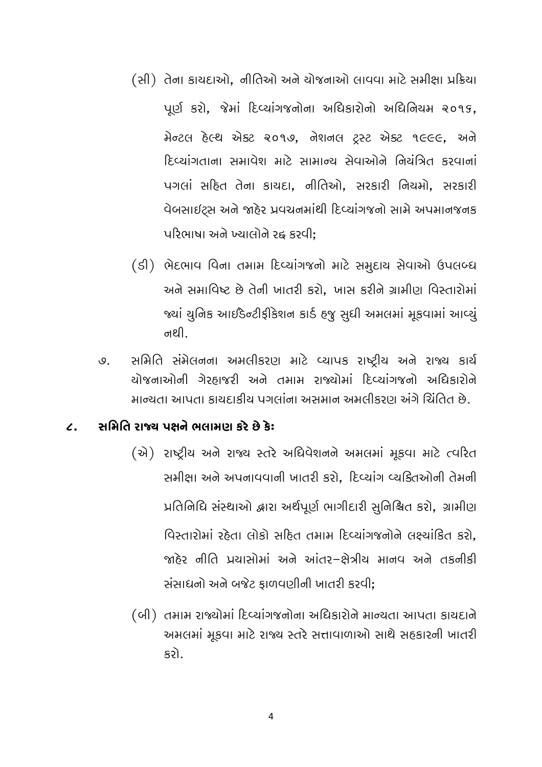(સી) તેના કાયદાઓ, નીતિઓ અને યોજનાઓ લાવવા માટે સમીક્ષા પ્રક્રિયા પૂર્ણ કરો, જેમાં દિવ્યાંગજનોના અધિકારોનો અધિનિયમ ૨૦૧૬, મેન્ટલ હેલ્થ એક્ટ ૨૦૧૭, નેશનલ ટ્રસ્ટ એક્ટ ૧૯૯૯, અને દિવ્યાંગતાના સમાવેશ માટે સામાન્ય સેવાઓને નિયંત્રિત કરવાનાં પગલાં સહિત તેના કાયદા, નીતિઓ, સરકારી નિયમો, સરકારી વેબસાઈટ્સ અને જાહેર પ્રવચનમાંથી દિવ્યાંગજનો સામે અપમાનજનક પરિભાષા અને ખ્યાલોને રદ્દ કરવી;

(ડી) ભેદભાવ વિના તમામ દિવ્યાંગજનો માટે સમુદાય સેવાઓ ઉપલબ્ધ અને સમાવિષ્ટ છે તેની ખાતરી કરો, ખાસ કરીને ગ્રામીણ વિસ્તારોમાં જ્યાં યુનિક આઈડેન્ટીફીકેશન કાર્ડ હજુ સુધી અમલમાં મૂકવામાં આવ્યું નથી.

૭. સમિતિ સંમેલનના અમલીકરણ માટે વ્યાપક રાષ્ટ્રીય અને રાજ્ય કાર્ય યોજનાઓની ગેરહાજરી અને તમામ રાજ્યોમાં દિવ્યાંગજનો અધિકારોને માન્યતા આપતા કાયદાકીય પગલાંના અસમાન અમલીકરણ અંગે ચિંતિત છે.

## ૮. સમિતિ રાજ્ય પક્ષને ભલામણ કરે છે કેઃ

(એ) રાષ્ટ્રીય અને રાજ્ય સ્તરે અધિવેશનને અમલમાં મૂકવા માટે ત્વરિત સમીક્ષા અને અપનાવવાની ખાતરી કરો, દિવ્યાંગ વ્યક્તિઓની તેમની પ્રતિનિધિ સંસ્થાઓ દ્વારા અર્થપૂર્ણ ભાગીદારી સુનિશ્ચિત કરો, ગ્રામીણ વિસ્તારોમાં રહેતા લોકો સહિત તમામ દિવ્યાંગજનોને લક્ષ્યાંકિત કરો, જાહેર નીતિ પ્રયાસોમાં અને આંતર–ક્ષેત્રીય માનવ અને તકનીકી સંસાધનો અને બજેટ ફાળવણીની ખાતરી કરવી;

(બી) તમામ રાજ્યોમાં દિવ્યાંગજનોના અધિકારોને માન્યતા આપતા કાયદાને અમલમાં મૂકવા માટે રાજ્ય સ્તરે સત્તાવાળાઓ સાથે સહકારની ખાતરી કરો.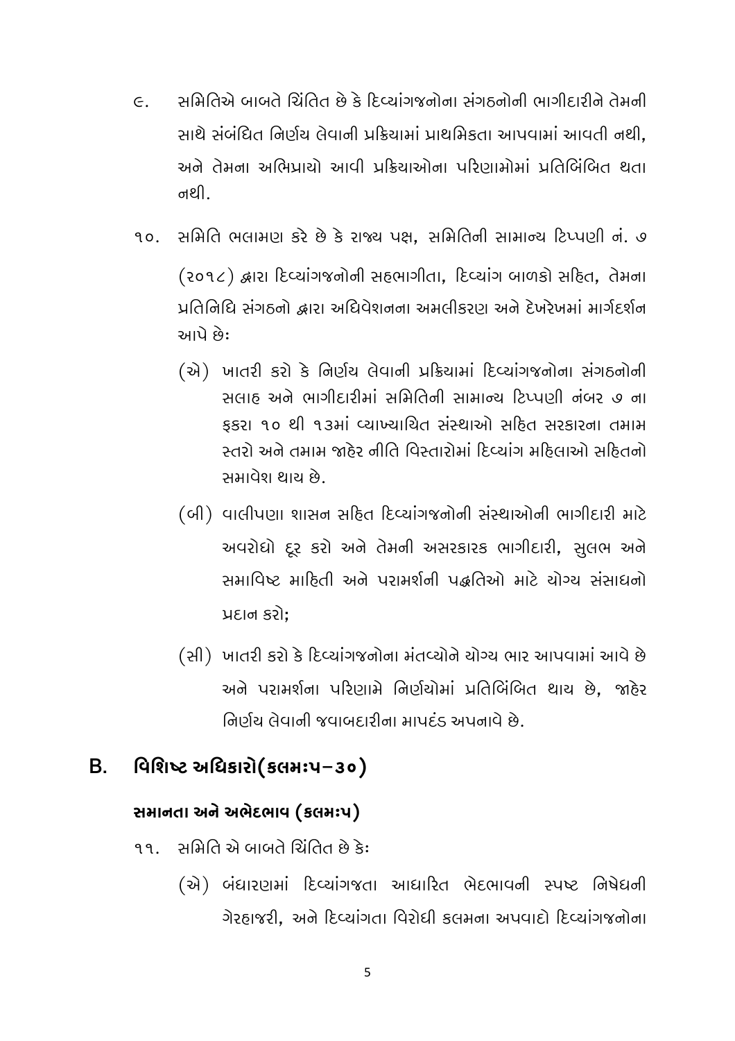૯. સમિતિએ બાબતે ચિંતિત છે કે દિવ્યાંગજનોના સંગઠનોની ભાગીદારીને તેમની સાથે સંબંધિત નિર્ણય લેવાની પ્રક્રિયામાં પ્રાથમિકતા આપવામાં આવતી નથી, અને તેમના અભિપ્રાયો આવી પ્રક્રિયાઓના પરિણામોમાં પ્રતિબિંબિત થતા નથી.

૧૦. સમિતિ ભલામણ કરે છે કે રાજ્ય પક્ષ, સમિતિની સામાન્ય ટિપ્પણી નં. ૭ (૨૦૧૮) દ્વારા દિવ્યાંગજનોની સહભાગીતા, દિવ્યાંગ બાળકો સહિત, તેમના પ્રતિનિધિ સંગઠનો દ્વારા અધિવેશનના અમલીકરણ અને દેખરેખમાં માર્ગદર્શન આપે છેઃ

(એ) ખાતરી કરો કે નિર્ણય લેવાની પ્રક્રિયામાં દિવ્યાંગજનોના સંગઠનોની સલાહ અને ભાગીદારીમાં સમિતિની સામાન્ય ટિપ્પણી નંબર ૭ ના ફકરા ૧૦ થી ૧૩માં વ્યાખ્યાયિત સંસ્થાઓ સહિત સરકારના તમામ સ્તરો અને તમામ જાહેર નીતિ વિસ્તારોમાં દિવ્યાંગ મહિલાઓ સહિતનો સમાવેશ થાય છે.

(બી) વાલીપણા શાસન સહિત દિવ્યાંગજનોની સંસ્થાઓની ભાગીદારી માટે અવરોધો દૂર કરો અને તેમની અસરકારક ભાગીદારી, સુલભ અને સમાવિષ્ટ માહિતી અને પરામર્શની પદ્ધતિઓ માટે યોગ્ય સંસાધનો પ્રદાન કરો;

(સી) ખાતરી કરો કે દિવ્યાંગજનોના મંતવ્યોને યોગ્ય ભાર આપવામાં આવે છે અને પરામર્શના પરિણામે નિર્ણયોમાં પ્રતિબિંબિત થાય છે, જાહેર નિર્ણય લેવાની જવાબદારીના માપદંડ અપનાવે છે.

## B. વિશિષ્ટ અધિકારો(કલમઃ૫–૩૦)

### સમાનતા અને અભેદભાવ (કલમઃ૫)

૧૧. સમિતિ એ બાબતે ચિંતિત છે કેઃ

(એ) બંધારણમાં દિવ્યાંગજતા આધારિત ભેદભાવની સ્પષ્ટ નિષેધની ગેરહાજરી, અને દિવ્યાંગતા વિરોધી કલમના અપવાદો દિવ્યાંગજનોના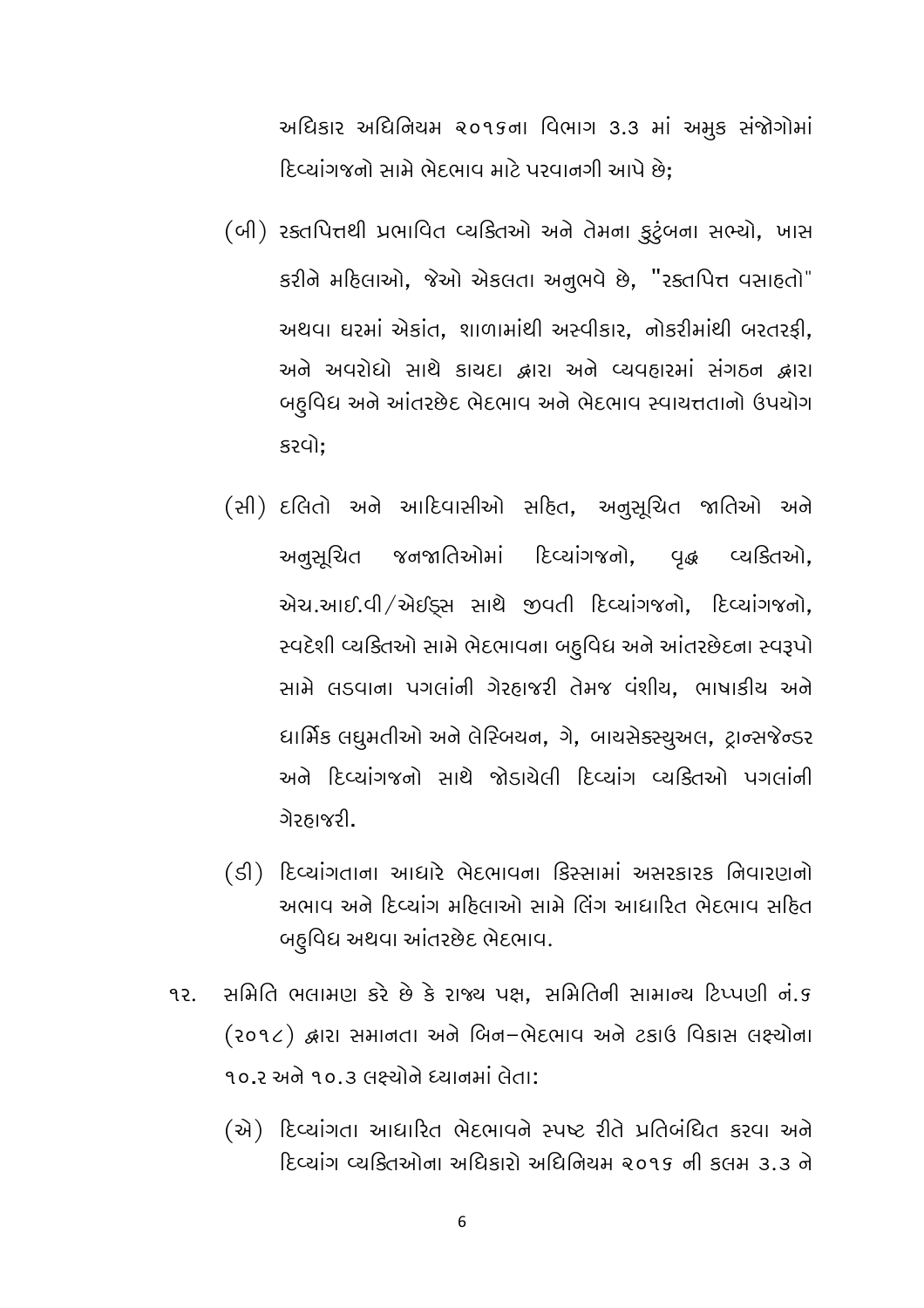અધિકાર અધિનિયમ ૨૦૧૬ના વિભાગ ૩.૩ માં અમુક સંજોગોમાં દિવ્યાંગજનો સામે ભેદભાવ માટે પરવાનગી આપે છે;

(બી) રક્તપિત્તથી પ્રભાવિત વ્યક્તિઓ અને તેમના કુટુંબના સભ્યો, ખાસ કરીને મહિલાઓ, જેઓ એકલતા અનુભવે છે, "રક્તપિત્ત વસાહતો" અથવા ઘરમાં એકાંત, શાળામાંથી અસ્વીકાર, નોકરીમાંથી બરતરફી, અને અવરોધો સાથે કાયદા દ્વારા અને વ્યવહારમાં સંગઠન દ્વારા બહુવિધ અને આંતરછેદ ભેદભાવ અને ભેદભાવ સ્વાયત્તતાનો ઉપયોગ કરવો;

(સી) દલિતો અને આદિવાસીઓ સહિત, અનુસૂચિત જાતિઓ અને અનુસૂચિત જનજાતિઓમાં દિવ્યાંગજનો, વૃદ્ધ વ્યક્તિઓ, એચ.આઈ.વી/એઈડ્સ સાથે જીવતી દિવ્યાંગજનો, દિવ્યાંગજનો, સ્વદેશી વ્યક્તિઓ સામે ભેદભાવના બહુવિધ અને આંતરછેદના સ્વરૂપો સામે લડવાના પગલાંની ગેરહાજરી તેમજ વંશીય, ભાષાકીય અને ધાર્મિક લઘુમતીઓ અને લેસ્બિયન, ગે, બાયસેક્સ્યુઅલ, ટ્રાન્સજેન્ડર અને દિવ્યાંગજનો સાથે જોડાયેલી દિવ્યાંગ વ્યક્તિઓ પગલાંની ગેરહાજરી.

(ડી) દિવ્યાંગતાના આધારે ભેદભાવના કિસ્સામાં અસરકારક નિવારણનો અભાવ અને દિવ્યાંગ મહિલાઓ સામે લિંગ આધારિત ભેદભાવ સહિત બહુવિધ અથવા આંતરછેદ ભેદભાવ.

૧૨. સમિતિ ભલામણ કરે છે કે રાજ્ય પક્ષ, સમિતિની સામાન્ય ટિપ્પણી નં.૬ (૨૦૧૮) દ્વારા સમાનતા અને બિન–ભેદભાવ અને ટકાઉ વિકાસ લક્ષ્યોના ૧૦.૨ અને ૧૦.૩ લક્ષ્યોને ધ્યાનમાં લેતા:

(એ) દિવ્યાંગતા આધારિત ભેદભાવને સ્પષ્ટ રીતે પ્રતિબંધિત કરવા અને દિવ્યાંગ વ્યક્તિઓના અધિકારો અધિનિયમ ૨૦૧૬ ની કલમ ૩.૩ ને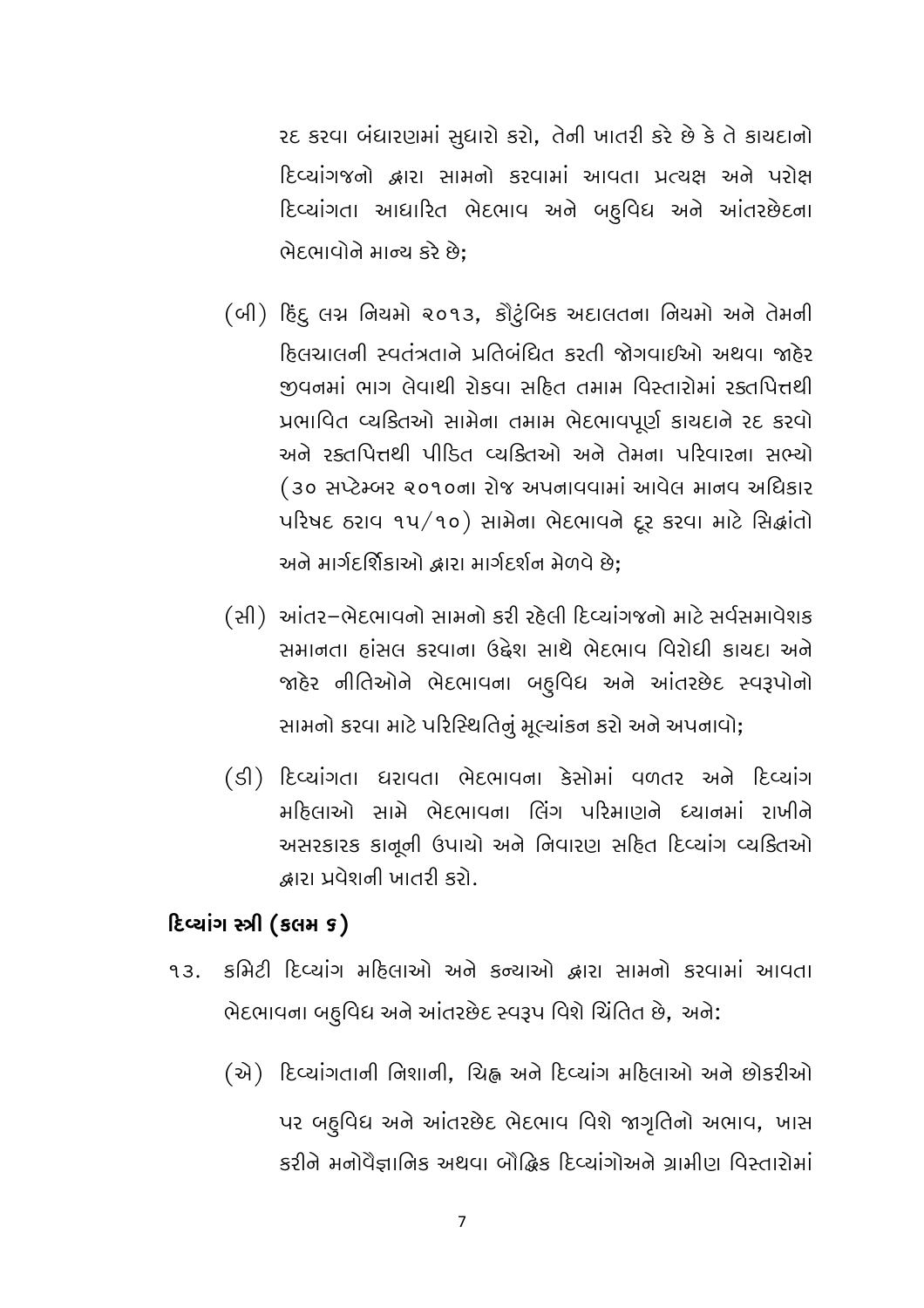રદ કરવા બંધારણમાં સુધારો કરો, તેની ખાતરી કરે છે કે તે કાયદાનો દિવ્યાંગજનો દ્વારા સામનો કરવામાં આવતા પ્રત્યક્ષ અને પરોક્ષ દિવ્યાંગતા આધારિત ભેદભાવ અને બહુવિધ અને આંતરછેદના ભેદભાવોને માન્ય કરે છે;

(બી) હિંદુ લગ્ન નિયમો ૨૦૧૩, કૌટુંબિક અદાલતના નિયમો અને તેમની હિલચાલની સ્વતંત્રતાને પ્રતિબંધિત કરતી જોગવાઈઓ અથવા જાહેર જીવનમાં ભાગ લેવાથી રોકવા સહિત તમામ વિસ્તારોમાં રક્તપિત્તથી પ્રભાવિત વ્યક્તિઓ સામેના તમામ ભેદભાવપૂર્ણ કાયદાને રદ કરવો અને રક્તપિત્તથી પીડિત વ્યક્તિઓ અને તેમના પરિવારના સભ્યો (૩૦ સપ્ટેમ્બર ૨૦૧૦ના રોજ અપનાવવામાં આવેલ માનવ અધિકાર પરિષદ ઠરાવ ૧૫/૧૦) સામેના ભેદભાવને દૂર કરવા માટે સિદ્ધાંતો અને માર્ગદર્શિકાઓ દ્વારા માર્ગદર્શન મેળવે છે;

(સી) આંતર–ભેદભાવનો સામનો કરી રહેલી દિવ્યાંગજનો માટે સર્વસમાવેશક સમાનતા હાંસલ કરવાના ઉદ્દેશ સાથે ભેદભાવ વિરોધી કાયદા અને જાહેર નીતિઓને ભેદભાવના બહુવિધ અને આંતરછેદ સ્વરૂપોનો સામનો કરવા માટે પરિસ્થિતિનું મૂલ્યાંકન કરો અને અપનાવો;

(ડી) દિવ્યાંગતા ધરાવતા ભેદભાવના કેસોમાં વળતર અને દિવ્યાંગ મહિલાઓ સામે ભેદભાવના લિંગ પરિમાણને ધ્યાનમાં રાખીને અસરકારક કાનૂની ઉપાયો અને નિવારણ સહિત દિવ્યાંગ વ્યક્તિઓ દ્વારા પ્રવેશની ખાતરી કરો.

### દિવ્યાંગ સ્ત્રી (કલમ ૬)

૧૩. કમિટી દિવ્યાંગ મહિલાઓ અને કન્યાઓ દ્વારા સામનો કરવામાં આવતા ભેદભાવના બહુવિધ અને આંતરછેદ સ્વરૂપ વિશે ચિંતિત છે, અને:

(એ) દિવ્યાંગતાની નિશાની, ચિહ્ન અને દિવ્યાંગ મહિલાઓ અને છોકરીઓ પર બહુવિધ અને આંતરછેદ ભેદભાવ વિશે જાગૃતિનો અભાવ, ખાસ કરીને મનોવૈજ્ઞાનિક અથવા બૌદ્ધિક દિવ્યાંગોઅને ગ્રામીણ વિસ્તારોમાં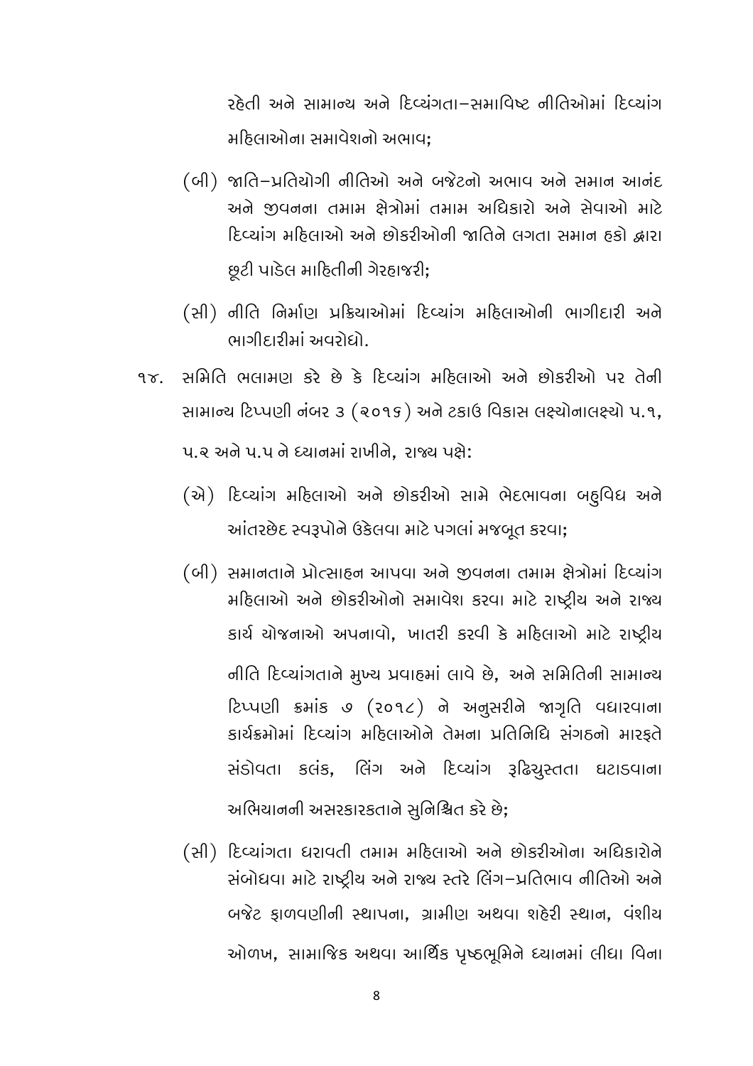રહેતી અને સામાન્ય અને દિવ્યંગતા–સમાવિષ્ટ નીતિઓમાં દિવ્યાંગ મહિલાઓના સમાવેશનો અભાવ;

(બી) જાતિ–પ્રતિયોગી નીતિઓ અને બજેટનો અભાવ અને સમાન આનંદ અને જીવનના તમામ ક્ષેત્રોમાં તમામ અધિકારો અને સેવાઓ માટે દિવ્યાંગ મહિલાઓ અને છોકરીઓની જાતિને લગતા સમાન હકો દ્વારા છૂટી પાડેલ માહિતીની ગેરહાજરી;

(સી) નીતિ નિર્માણ પ્રક્રિયાઓમાં દિવ્યાંગ મહિલાઓની ભાગીદારી અને ભાગીદારીમાં અવરોધો.

૧૪. સમિતિ ભલામણ કરે છે કે દિવ્યાંગ મહિલાઓ અને છોકરીઓ પર તેની સામાન્ય ટિપ્પણી નંબર ૩ (૨૦૧૬) અને ટકાઉ વિકાસ લક્ષ્યોનાલક્ષ્યો ૫.૧, ૫.૨ અને ૫.૫ ને ધ્યાનમાં રાખીને, રાજ્ય પક્ષે:

(એ) દિવ્યાંગ મહિલાઓ અને છોકરીઓ સામે ભેદભાવના બહુવિધ અને આંતરછેદ સ્વરૂપોને ઉકેલવા માટે પગલાં મજબૂત કરવા;

(બી) સમાનતાને પ્રોત્સાહન આપવા અને જીવનના તમામ ક્ષેત્રોમાં દિવ્યાંગ મહિલાઓ અને છોકરીઓનો સમાવેશ કરવા માટે રાષ્ટ્રીય અને રાજ્ય કાર્ય યોજનાઓ અપનાવો, ખાતરી કરવી કે મહિલાઓ માટે રાષ્ટ્રીય નીતિ દિવ્યાંગતાને મુખ્ય પ્રવાહમાં લાવે છે, અને સમિતિની સામાન્ય ટિપ્પણી ક્રમાંક ૭ (૨૦૧૮) ને અનુસરીને જાગૃતિ વધારવાના કાર્યક્રમોમાં દિવ્યાંગ મહિલાઓને તેમના પ્રતિનિધિ સંગઠનો મારફતે સંડોવતા કલંક, લિંગ અને દિવ્યાંગ રૂઢિચુસ્તતા ઘટાડવાના અભિયાનની અસરકારકતાને સુનિશ્ચિત કરે છે;

(સી) દિવ્યાંગતા ધરાવતી તમામ મહિલાઓ અને છોકરીઓના અધિકારોને સંબોધવા માટે રાષ્ટ્રીય અને રાજ્ય સ્તરે લિંગ–પ્રતિભાવ નીતિઓ અને બજેટ ફાળવણીની સ્થાપના, ગ્રામીણ અથવા શહેરી સ્થાન, વંશીય ઓળખ, સામાજિક અથવા આર્થિક પૃષ્ઠભૂમિને ધ્યાનમાં લીધા વિના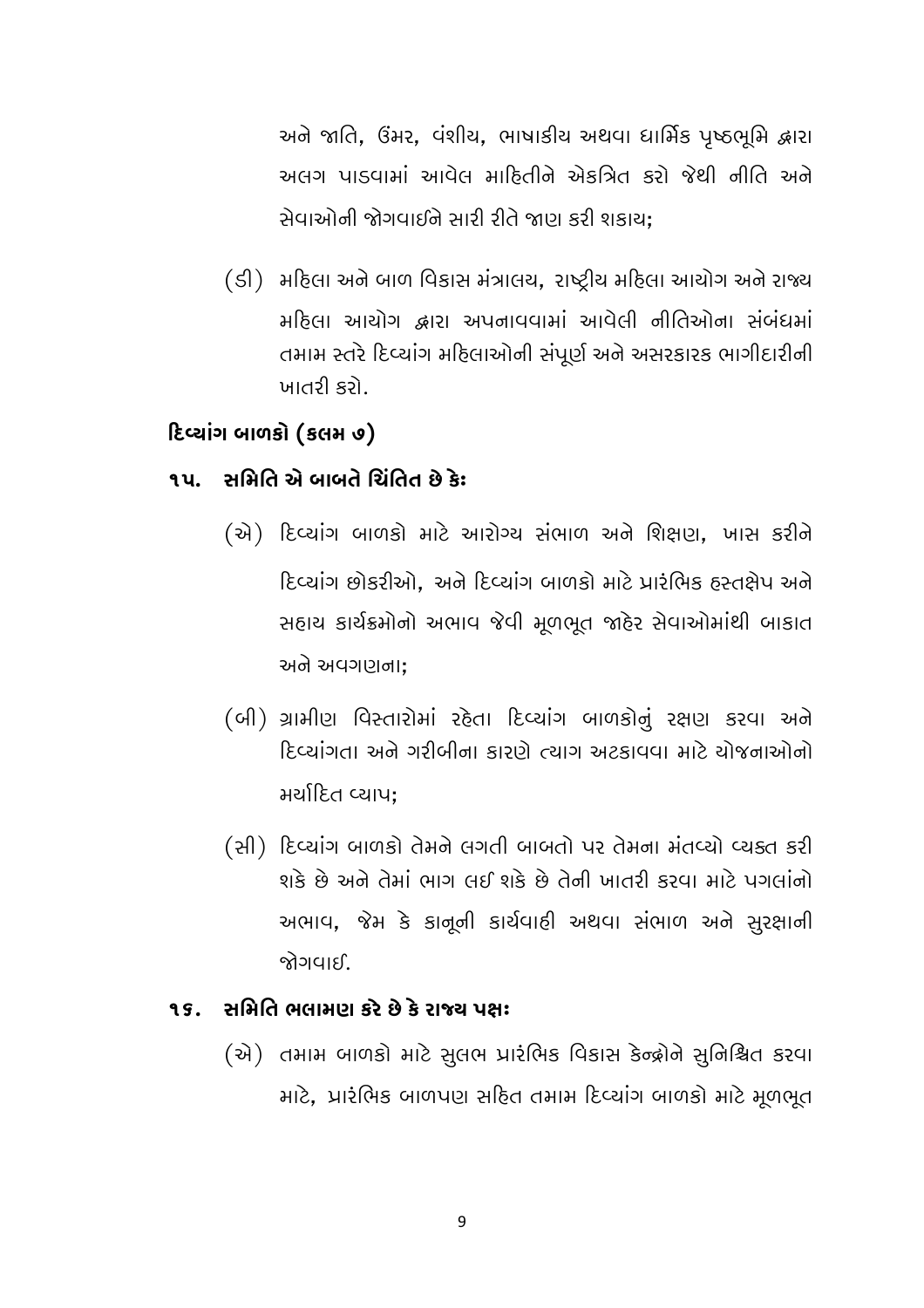અને જાતિ, ઉંમર, વંશીય, ભાષાકીય અથવા ધાર્મિક પૃષ્ઠભૂમિ દ્વારા અલગ પાડવામાં આવેલ માહિતીને એકત્રિત કરો જેથી નીતિ અને સેવાઓની જોગવાઈને સારી રીતે જાણ કરી શકાય;

(ડી) મહિલા અને બાળ વિકાસ મંત્રાલય, રાષ્ટ્રીય મહિલા આયોગ અને રાજ્ય મહિલા આયોગ દ્વારા અપનાવવામાં આવેલી નીતિઓના સંબંધમાં તમામ સ્તરે દિવ્યાંગ મહિલાઓની સંપૂર્ણ અને અસરકારક ભાગીદારીની ખાતરી કરો.

### દિવ્યાંગ બાળકો (કલમ ૭)

**૧૫. સમિતિ એ બાબતે ચિંતિત છે કેઃ**

(એ) દિવ્યાંગ બાળકો માટે આરોગ્ય સંભાળ અને શિક્ષણ, ખાસ કરીને દિવ્યાંગ છોકરીઓ, અને દિવ્યાંગ બાળકો માટે પ્રારંભિક હસ્તક્ષેપ અને સહાય કાર્યક્રમોનો અભાવ જેવી મૂળભૂત જાહેર સેવાઓમાંથી બાકાત અને અવગણના;

(બી) ગ્રામીણ વિસ્તારોમાં રહેતા દિવ્યાંગ બાળકોનું રક્ષણ કરવા અને દિવ્યાંગતા અને ગરીબીના કારણે ત્યાગ અટકાવવા માટે યોજનાઓનો મર્યાદિત વ્યાપ;

(સી) દિવ્યાંગ બાળકો તેમને લગતી બાબતો પર તેમના મંતવ્યો વ્યક્ત કરી શકે છે અને તેમાં ભાગ લઈ શકે છે તેની ખાતરી કરવા માટે પગલાંનો અભાવ, જેમ કે કાનૂની કાર્યવાહી અથવા સંભાળ અને સુરક્ષાની જોગવાઈ.

**૧૬. સમિતિ ભલામણ કરે છે કે રાજ્ય પક્ષઃ**

(એ) તમામ બાળકો માટે સુલભ પ્રારંભિક વિકાસ કેન્દ્રોને સુનિશ્ચિત કરવા માટે, પ્રારંભિક બાળપણ સહિત તમામ દિવ્યાંગ બાળકો માટે મૂળભૂત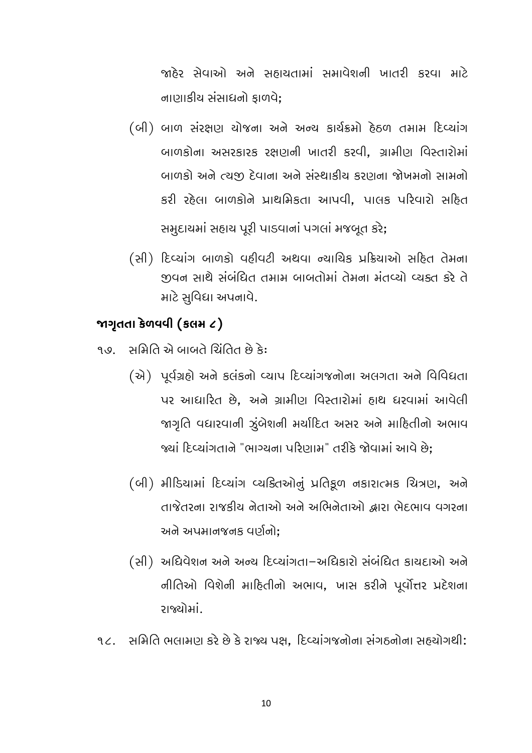જાહેર સેવાઓ અને સહાયતામાં સમાવેશની ખાતરી કરવા માટે નાણાકીય સંસાધનો ફાળવે;

(બી) બાળ સંરક્ષણ યોજના અને અન્ય કાર્યક્રમો હેઠળ તમામ દિવ્યાંગ બાળકોના અસરકારક રક્ષણની ખાતરી કરવી, ગ્રામીણ વિસ્તારોમાં બાળકો અને ત્યજી દેવાના અને સંસ્થાકીય કરણના જોખમનો સામનો કરી રહેલા બાળકોને પ્રાથમિકતા આપવી, પાલક પરિવારો સહિત સમુદાયમાં સહાય પૂરી પાડવાનાં પગલાં મજબૂત કરે;

(સી) દિવ્યાંગ બાળકો વહીવટી અથવા ન્યાયિક પ્રક્રિયાઓ સહિત તેમના જીવન સાથે સંબંધિત તમામ બાબતોમાં તેમના મંતવ્યો વ્યક્ત કરે તે માટે સુવિધા અપનાવે.

### જાગૃતતા કેળવવી (કલમ ૮)

૧૭. સમિતિ એ બાબતે ચિંતિત છે કેઃ

(એ) પૂર્વગ્રહો અને કલંકનો વ્યાપ દિવ્યાંગજનોના અલગતા અને વિવિધતા પર આધારિત છે, અને ગ્રામીણ વિસ્તારોમાં હાથ ધરવામાં આવેલી જાગૃતિ વધારવાની ઝુંબેશની મર્યાદિત અસર અને માહિતીનો અભાવ જ્યાં દિવ્યાંગતાને "ભાગ્યના પરિણામ" તરીકે જોવામાં આવે છે;

(બી) મીડિયામાં દિવ્યાંગ વ્યક્તિઓનું પ્રતિકૂળ નકારાત્મક ચિત્રણ, અને તાજેતરના રાજકીય નેતાઓ અને અભિનેતાઓ દ્વારા ભેદભાવ વગરના અને અપમાનજનક વર્ણનો;

(સી) અધિવેશન અને અન્ય દિવ્યાંગતા–અધિકારો સંબંધિત કાયદાઓ અને નીતિઓ વિશેની માહિતીનો અભાવ, ખાસ કરીને પૂર્વોત્તર પ્રદેશના રાજ્યોમાં.

૧૮. સમિતિ ભલામણ કરે છે કે રાજ્ય પક્ષ, દિવ્યાંગજનોના સંગઠનોના સહયોગથી: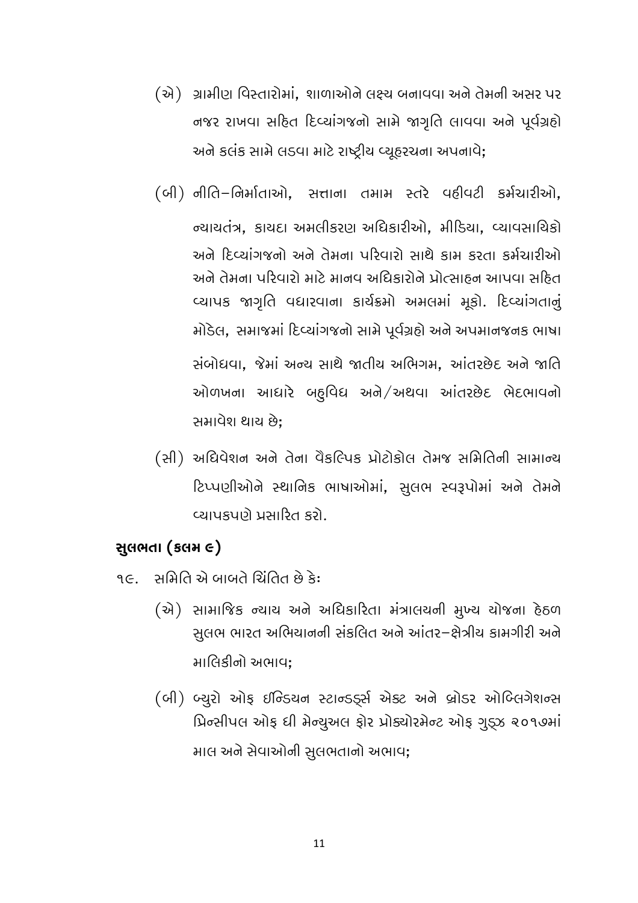(એ) ગ્રામીણ વિસ્તારોમાં, શાળાઓને લક્ષ્ય બનાવવા અને તેમની અસર પર નજર રાખવા સહિત દિવ્યાંગજનો સામે જાગૃતિ લાવવા અને પૂર્વગ્રહો અને કલંક સામે લડવા માટે રાષ્ટ્રીય વ્યૂહરચના અપનાવે;

(બી) નીતિ–નિર્માતાઓ, સત્તાના તમામ સ્તરે વહીવટી કર્મચારીઓ, ન્યાયતંત્ર, કાયદા અમલીકરણ અધિકારીઓ, મીડિયા, વ્યાવસાયિકો અને દિવ્યાંગજનો અને તેમના પરિવારો સાથે કામ કરતા કર્મચારીઓ અને તેમના પરિવારો માટે માનવ અધિકારોને પ્રોત્સાહન આપવા સહિત વ્યાપક જાગૃતિ વધારવાના કાર્યક્રમો અમલમાં મૂકો. દિવ્યાંગતાનું મોડેલ, સમાજમાં દિવ્યાંગજનો સામે પૂર્વગ્રહો અને અપમાનજનક ભાષા સંબોધવા, જેમાં અન્ય સાથે જાતીય અભિગમ, આંતરછેદ અને જાતિ ઓળખના આધારે બહુવિધ અને/અથવા આંતરછેદ ભેદભાવનો સમાવેશ થાય છે;

(સી) અધિવેશન અને તેના વૈકલ્પિક પ્રોટોકોલ તેમજ સમિતિની સામાન્ય ટિપ્પણીઓને સ્થાનિક ભાષાઓમાં, સુલભ સ્વરૂપોમાં અને તેમને વ્યાપકપણે પ્રસારિત કરો.

## સુલભતા (કલમ ૯)

૧૯. સમિતિ એ બાબતે ચિંતિત છે કેઃ

(એ) સામાજિક ન્યાય અને અધિકારિતા મંત્રાલયની મુખ્ય યોજના હેઠળ સુલભ ભારત અભિયાનની સંકલિત અને આંતર–ક્ષેત્રીય કામગીરી અને માલિકીનો અભાવ;

(બી) બ્યુરો ઓફ ઈન્ડિયન સ્ટાન્ડર્ડ્સ એક્ટ અને બ્રોડર ઓબ્લિગેશન્સ પ્રિન્સીપલ ઓફ ધી મેન્યુઅલ ફોર પ્રોક્યોરમેન્ટ ઓફ ગુડ્ઝ ૨૦૧૭માં માલ અને સેવાઓની સુલભતાનો અભાવ;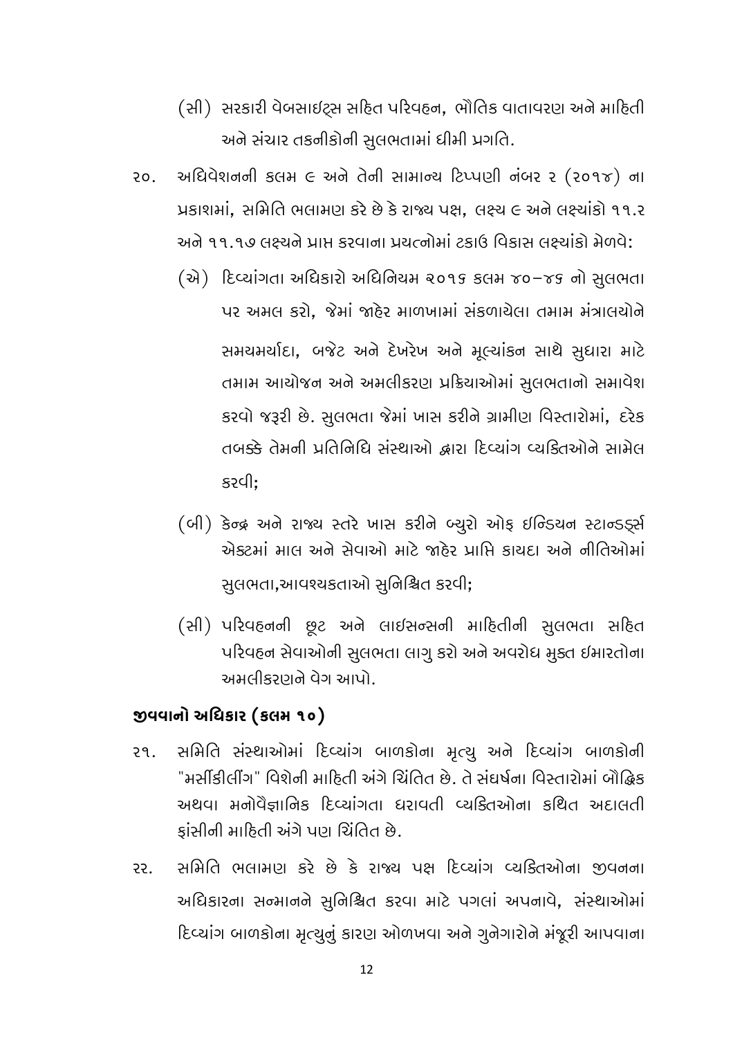(સી) સરકારી વેબસાઇટ્સ સહિત પરિવહન, ભૌતિક વાતાવરણ અને માહિતી અને સંચાર તકનીકોની સુલભતામાં ધીમી પ્રગતિ.

૨૦. અધિવેશનની કલમ ૯ અને તેની સામાન્ય ટિપ્પણી નંબર ૨ (૨૦૧૪) ના પ્રકાશમાં, સમિતિ ભલામણ કરે છે કે રાજ્ય પક્ષ, લક્ષ્ય ૯ અને લક્ષ્યાંકો ૧૧.૨ અને ૧૧.૧૭ લક્ષ્યને પ્રાપ્ત કરવાના પ્રયત્નોમાં ટકાઉ વિકાસ લક્ષ્યાંકો મેળવે:

(એ) દિવ્યાંગતા અધિકારો અધિનિયમ ૨૦૧૬ કલમ ૪૦–૪૬ નો સુલભતા પર અમલ કરો, જેમાં જાહેર માળખામાં સંકળાયેલા તમામ મંત્રાલયોને સમયમર્યાદા, બજેટ અને દેખરેખ અને મૂલ્યાંકન સાથે સુધારા માટે તમામ આયોજન અને અમલીકરણ પ્રક્રિયાઓમાં સુલભતાનો સમાવેશ કરવો જરૂરી છે. સુલભતા જેમાં ખાસ કરીને ગ્રામીણ વિસ્તારોમાં, દરેક તબક્કે તેમની પ્રતિનિધિ સંસ્થાઓ દ્વારા દિવ્યાંગ વ્યક્તિઓને સામેલ કરવી;

(બી) કેન્દ્ર અને રાજ્ય સ્તરે ખાસ કરીને બ્યુરો ઓફ ઇન્ડિયન સ્ટાન્ડર્ડ્સ એક્ટમાં માલ અને સેવાઓ માટે જાહેર પ્રાપ્તિ કાયદા અને નીતિઓમાં સુલભતા,આવશ્યકતાઓ સુનિશ્ચિત કરવી;

(સી) પરિવહનની છૂટ અને લાઇસન્સની માહિતીની સુલભતા સહિત પરિવહન સેવાઓની સુલભતા લાગુ કરો અને અવરોધ મુક્ત ઇમારતોના અમલીકરણને વેગ આપો.

## જીવવાનો અધિકાર (કલમ ૧૦)

૨૧. સમિતિ સંસ્થાઓમાં દિવ્યાંગ બાળકોના મૃત્યુ અને દિવ્યાંગ બાળકોની "મર્સીકીલીંગ" વિશેની માહિતી અંગે ચિંતિત છે. તે સંઘર્ષના વિસ્તારોમાં બૌદ્ધિક અથવા મનોવૈજ્ઞાનિક દિવ્યાંગતા ધરાવતી વ્યક્તિઓના કથિત અદાલતી ફાંસીની માહિતી અંગે પણ ચિંતિત છે.

૨૨. સમિતિ ભલામણ કરે છે કે રાજ્ય પક્ષ દિવ્યાંગ વ્યક્તિઓના જીવનના અધિકારના સન્માનને સુનિશ્ચિત કરવા માટે પગલાં અપનાવે, સંસ્થાઓમાં દિવ્યાંગ બાળકોના મૃત્યુનું કારણ ઓળખવા અને ગુનેગારોને મંજૂરી આપવાના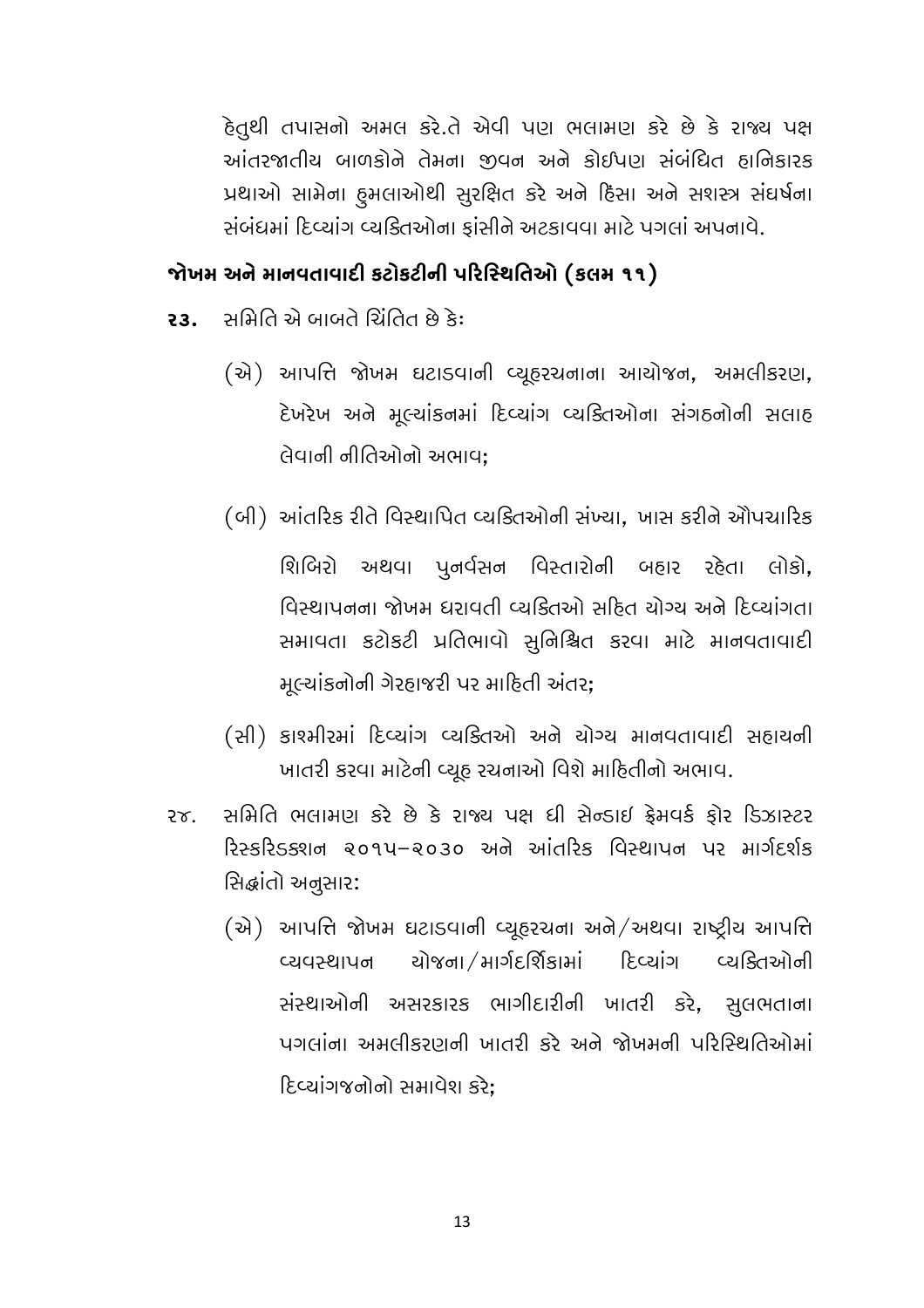હેતુથી તપાસનો અમલ કરે.તે એવી પણ ભલામણ કરે છે કે રાજ્ય પક્ષ આંતરજાતીય બાળકોને તેમના જીવન અને કોઈપણ સંબંધિત હાનિકારક પ્રથાઓ સામેના હુમલાઓથી સુરક્ષિત કરે અને હિંસા અને સશસ્ત્ર સંઘર્ષના સંબંધમાં દિવ્યાંગ વ્યક્તિઓના ફાંસીને અટકાવવા માટે પગલાં અપનાવે.

## જોખમ અને માનવતાવાદી કટોકટીની પરિસ્થિતિઓ (કલમ ૧૧)

**૨૩.** સમિતિ એ બાબતે ચિંતિત છે કેઃ

(એ) આપત્તિ જોખમ ઘટાડવાની વ્યૂહરચનાના આયોજન, અમલીકરણ, દેખરેખ અને મૂલ્યાંકનમાં દિવ્યાંગ વ્યક્તિઓના સંગઠનોની સલાહ લેવાની નીતિઓનો અભાવ;

(બી) આંતરિક રીતે વિસ્થાપિત વ્યક્તિઓની સંખ્યા, ખાસ કરીને ઔપચારિક શિબિરો અથવા પુનર્વસન વિસ્તારોની બહાર રહેતા લોકો, વિસ્થાપનના જોખમ ધરાવતી વ્યક્તિઓ સહિત યોગ્ય અને દિવ્યાંગતા સમાવતા કટોકટી પ્રતિભાવો સુનિશ્ચિત કરવા માટે માનવતાવાદી મૂલ્યાંકનોની ગેરહાજરી પર માહિતી અંતર;

(સી) કાશ્મીરમાં દિવ્યાંગ વ્યક્તિઓ અને યોગ્ય માનવતાવાદી સહાયની ખાતરી કરવા માટેની વ્યૂહ રચનાઓ વિશે માહિતીનો અભાવ.

૨૪. સમિતિ ભલામણ કરે છે કે રાજ્ય પક્ષ ધી સેન્ડાઇ ફ્રેમવર્ક ફોર ડિઝાસ્ટર રિસ્કરિડક્શન ૨૦૧૫–૨૦૩૦ અને આંતરિક વિસ્થાપન પર માર્ગદર્શક સિદ્ધાંતો અનુસાર:

(એ) આપત્તિ જોખમ ઘટાડવાની વ્યૂહરચના અને/અથવા રાષ્ટ્રીય આપત્તિ વ્યવસ્થાપન યોજના/માર્ગદર્શિકામાં દિવ્યાંગ વ્યક્તિઓની સંસ્થાઓની અસરકારક ભાગીદારીની ખાતરી કરે, સુલભતાના પગલાંના અમલીકરણની ખાતરી કરે અને જોખમની પરિસ્થિતિઓમાં દિવ્યાંગજનોનો સમાવેશ કરે;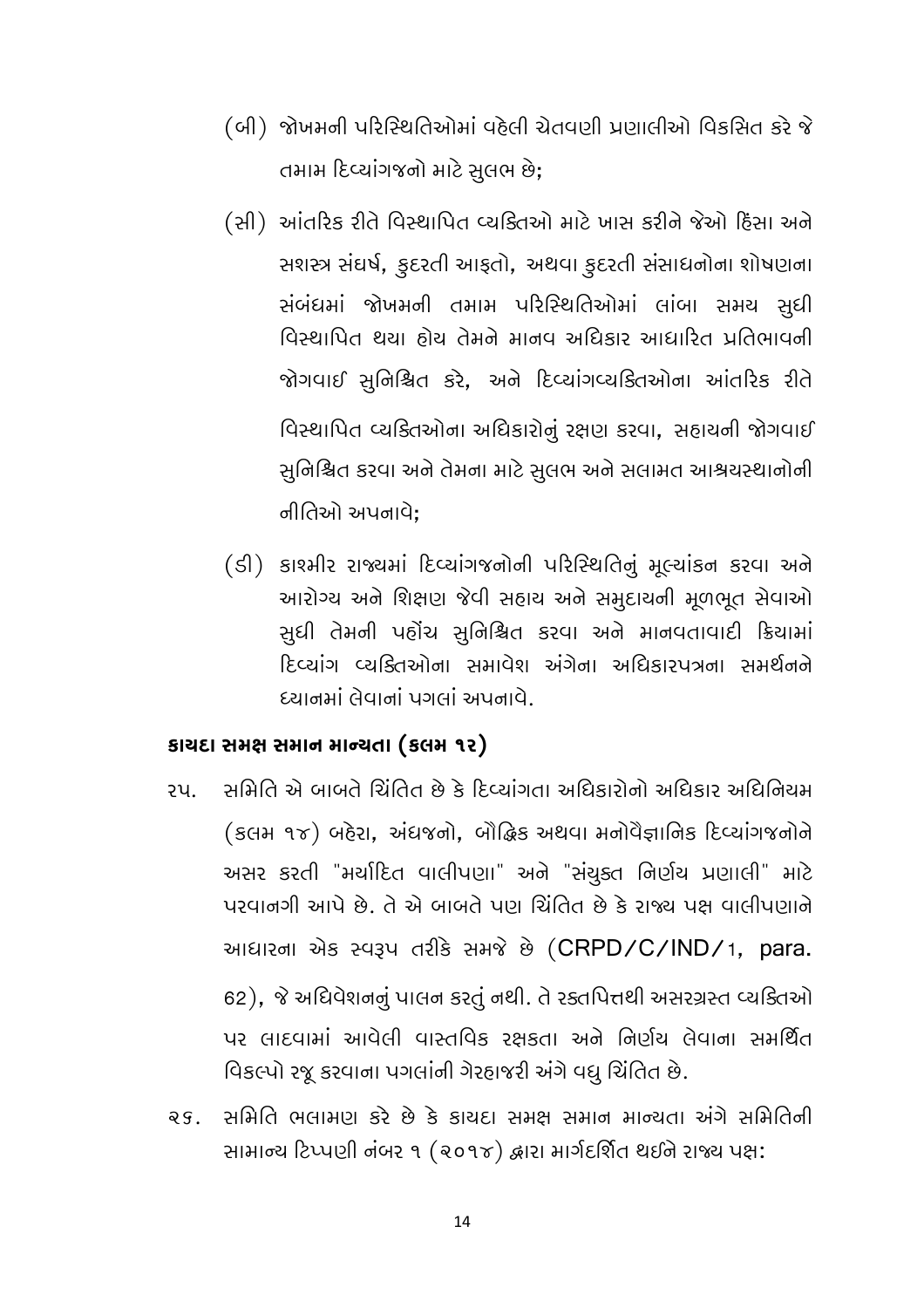(બી) જોખમની પરિસ્થિતિઓમાં વહેલી ચેતવણી પ્રણાલીઓ વિકસિત કરે જે તમામ દિવ્યાંગજનો માટે સુલભ છે;

(સી) આંતરિક રીતે વિસ્થાપિત વ્યક્તિઓ માટે ખાસ કરીને જેઓ હિંસા અને સશસ્ત્ર સંઘર્ષ, કુદરતી આફતો, અથવા કુદરતી સંસાધનોના શોષણના સંબંધમાં જોખમની તમામ પરિસ્થિતિઓમાં લાંબા સમય સુધી વિસ્થાપિત થયા હોય તેમને માનવ અધિકાર આધારિત પ્રતિભાવની જોગવાઈ સુનિશ્ચિત કરે, અને દિવ્યાંગવ્યક્તિઓના આંતરિક રીતે વિસ્થાપિત વ્યક્તિઓના અધિકારોનું રક્ષણ કરવા, સહાયની જોગવાઈ સુનિશ્ચિત કરવા અને તેમના માટે સુલભ અને સલામત આશ્રયસ્થાનોની નીતિઓ અપનાવે;

(ડી) કાશ્મીર રાજ્યમાં દિવ્યાંગજનોની પરિસ્થિતિનું મૂલ્યાંકન કરવા અને આરોગ્ય અને શિક્ષણ જેવી સહાય અને સમુદાયની મૂળભૂત સેવાઓ સુધી તેમની પહોંચ સુનિશ્ચિત કરવા અને માનવતાવાદી ક્રિયામાં દિવ્યાંગ વ્યક્તિઓના સમાવેશ અંગેના અધિકારપત્રના સમર્થનને ધ્યાનમાં લેવાનાં પગલાં અપનાવે.

### કાયદા સમક્ષ સમાન માન્યતા (કલમ ૧૨)

૨૫. સમિતિ એ બાબતે ચિંતિત છે કે દિવ્યાંગતા અધિકારોનો અધિકાર અધિનિયમ (કલમ ૧૪) બહેરા, અંધજનો, બૌદ્ધિક અથવા મનોવૈજ્ઞાનિક દિવ્યાંગજનોને અસર કરતી "મર્યાદિત વાલીપણા" અને "સંયુક્ત નિર્ણય પ્રણાલી" માટે પરવાનગી આપે છે. તે એ બાબતે પણ ચિંતિત છે કે રાજ્ય પક્ષ વાલીપણાને આધારના એક સ્વરૂપ તરીકે સમજે છે (CRPD/C/IND/1, para. 62), જે અધિવેશનનું પાલન કરતું નથી. તે રક્તપિત્તથી અસરગ્રસ્ત વ્યક્તિઓ પર લાદવામાં આવેલી વાસ્તવિક રક્ષકતા અને નિર્ણય લેવાના સમર્થિત વિકલ્પો રજૂ કરવાના પગલાંની ગેરહાજરી અંગે વધુ ચિંતિત છે.

૨૬. સમિતિ ભલામણ કરે છે કે કાયદા સમક્ષ સમાન માન્યતા અંગે સમિતિની સામાન્ય ટિપ્પણી નંબર ૧ (૨૦૧૪) દ્વારા માર્ગદર્શિત થઈને રાજ્ય પક્ષ: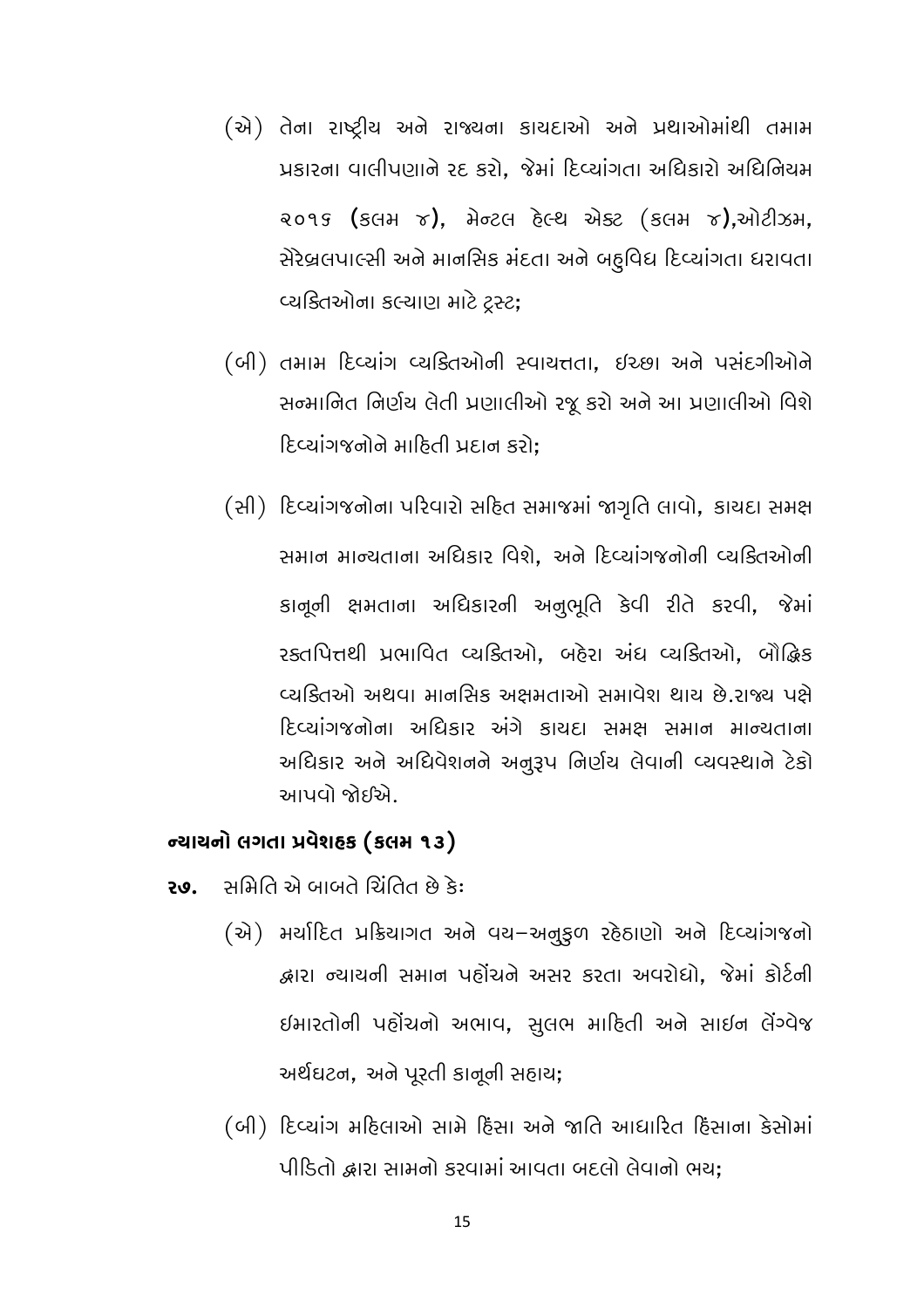(એ) તેના રાષ્ટ્રીય અને રાજ્યના કાયદાઓ અને પ્રથાઓમાંથી તમામ પ્રકારના વાલીપણાને રદ કરો, જેમાં દિવ્યાંગતા અધિકારો અધિનિયમ ૨૦૧૬ (કલમ ૪), મેન્ટલ હેલ્થ એક્ટ (કલમ ૪),ઓટીઝમ, સેરેબ્રલપાલ્સી અને માનસિક મંદતા અને બહુવિધ દિવ્યાંગતા ધરાવતા વ્યક્તિઓના કલ્યાણ માટે ટ્રસ્ટ;

(બી) તમામ દિવ્યાંગ વ્યક્તિઓની સ્વાયત્તતા, ઇચ્છા અને પસંદગીઓને સન્માનિત નિર્ણય લેતી પ્રણાલીઓ રજૂ કરો અને આ પ્રણાલીઓ વિશે દિવ્યાંગજનોને માહિતી પ્રદાન કરો;

(સી) દિવ્યાંગજનોના પરિવારો સહિત સમાજમાં જાગૃતિ લાવો, કાયદા સમક્ષ સમાન માન્યતાના અધિકાર વિશે, અને દિવ્યાંગજનોની વ્યક્તિઓની કાનૂની ક્ષમતાના અધિકારની અનુભૂતિ કેવી રીતે કરવી, જેમાં રક્તપિત્તથી પ્રભાવિત વ્યક્તિઓ, બહેરા અંધ વ્યક્તિઓ, બૌદ્ધિક વ્યક્તિઓ અથવા માનસિક અક્ષમતાઓ સમાવેશ થાય છે.રાજ્ય પક્ષે દિવ્યાંગજનોના અધિકાર અંગે કાયદા સમક્ષ સમાન માન્યતાના અધિકાર અને અધિવેશનને અનુરૂપ નિર્ણય લેવાની વ્યવસ્થાને ટેકો આપવો જોઈએ.

**ન્યાયનો લગતા પ્રવેશહક (કલમ ૧૩)**

**૨૭.** સમિતિ એ બાબતે ચિંતિત છે કેઃ

(એ) મર્યાદિત પ્રક્રિયાગત અને વય–અનુકુળ રહેઠાણો અને દિવ્યાંગજનો દ્વારા ન્યાયની સમાન પહોંચને અસર કરતા અવરોધો, જેમાં કોર્ટની ઇમારતોની પહોંચનો અભાવ, સુલભ માહિતી અને સાઇન લેંગ્વેજ અર્થઘટન, અને પૂરતી કાનૂની સહાય;

(બી) દિવ્યાંગ મહિલાઓ સામે હિંસા અને જાતિ આધારિત હિંસાના કેસોમાં પીડિતો દ્વારા સામનો કરવામાં આવતા બદલો લેવાનો ભય;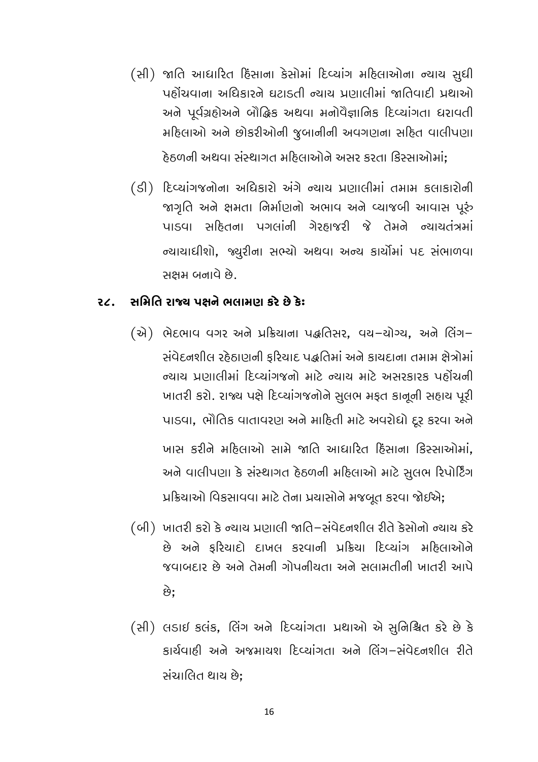(સી) જાતિ આધારિત હિંસાના કેસોમાં દિવ્યાંગ મહિલાઓના ન્યાય સુધી પહોંચવાના અધિકારને ઘટાડતી ન્યાય પ્રણાલીમાં જાતિવાદી પ્રથાઓ અને પૂર્વગ્રહોઅને બૌદ્ધિક અથવા મનોવૈજ્ઞાનિક દિવ્યાંગતા ધરાવતી મહિલાઓ અને છોકરીઓની જુબાનીની અવગણના સહિત વાલીપણા હેઠળની અથવા સંસ્થાગત મહિલાઓને અસર કરતા કિસ્સાઓમાં;

(ડી) દિવ્યાંગજનોના અધિકારો અંગે ન્યાય પ્રણાલીમાં તમામ કલાકારોની જાગૃતિ અને ક્ષમતા નિર્માણનો અભાવ અને વ્યાજબી આવાસ પૂરું પાડવા સહિતના પગલાંની ગેરહાજરી જે તેમને ન્યાયતંત્રમાં ન્યાયાધીશો, જ્યુરીના સભ્યો અથવા અન્ય કાર્યોમાં પદ સંભાળવા સક્ષમ બનાવે છે.

**૨૮. સમિતિ રાજ્ય પક્ષને ભલામણ કરે છે કેઃ**

(એ) ભેદભાવ વગર અને પ્રક્રિયાના પદ્ધતિસર, વય–યોગ્ય, અને લિંગ–સંવેદનશીલ રહેઠાણની ફરિયાદ પદ્ધતિમાં અને કાયદાના તમામ ક્ષેત્રોમાં ન્યાય પ્રણાલીમાં દિવ્યાંગજનો માટે ન્યાય માટે અસરકારક પહોંચની ખાતરી કરો. રાજ્ય પક્ષે દિવ્યાંગજનોને સુલભ મફત કાનૂની સહાય પૂરી પાડવા, ભૌતિક વાતાવરણ અને માહિતી માટે અવરોધો દૂર કરવા અને ખાસ કરીને મહિલાઓ સામે જાતિ આધારિત હિંસાના કિસ્સાઓમાં, અને વાલીપણા કે સંસ્થાગત હેઠળની મહિલાઓ માટે સુલભ રિપોર્ટિંગ પ્રક્રિયાઓ વિકસાવવા માટે તેના પ્રયાસોને મજબૂત કરવા જોઈએ;

(બી) ખાતરી કરો કે ન્યાય પ્રણાલી જાતિ–સંવેદનશીલ રીતે કેસોનો ન્યાય કરે છે અને ફરિયાદો દાખલ કરવાની પ્રક્રિયા દિવ્યાંગ મહિલાઓને જવાબદાર છે અને તેમની ગોપનીયતા અને સલામતીની ખાતરી આપે છે;

(સી) લડાઇ કલંક, લિંગ અને દિવ્યાંગતા પ્રથાઓ એ સુનિશ્ચિત કરે છે કે કાર્યવાહી અને અજમાયશ દિવ્યાંગતા અને લિંગ–સંવેદનશીલ રીતે સંચાલિત થાય છે;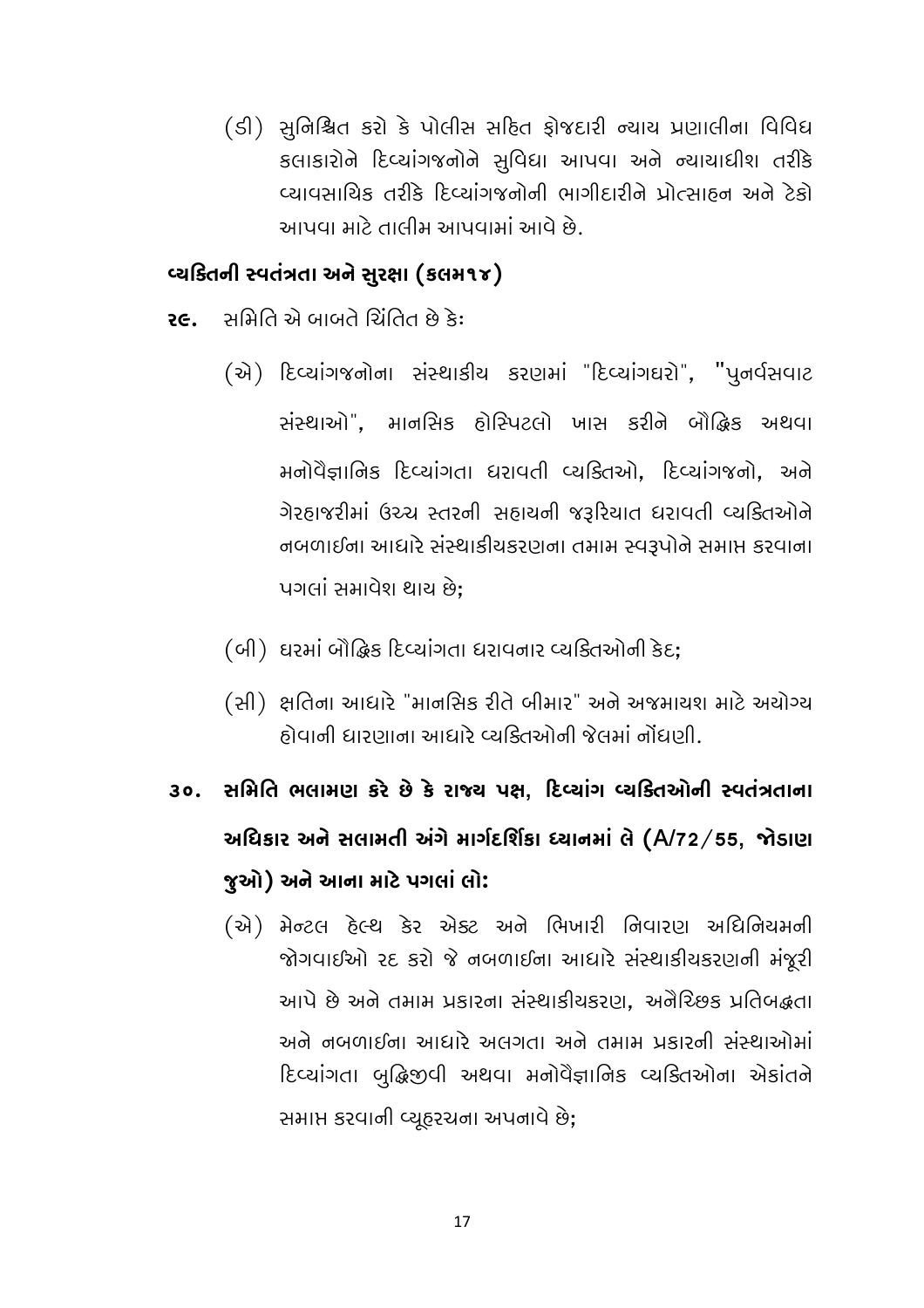(ડી) સુનિશ્ચિત કરો કે પોલીસ સહિત ફોજદારી ન્યાય પ્રણાલીના વિવિધ કલાકારોને દિવ્યાંગજનોને સુવિધા આપવા અને ન્યાયાધીશ તરીકે વ્યાવસાયિક તરીકે દિવ્યાંગજનોની ભાગીદારીને પ્રોત્સાહન અને ટેકો આપવા માટે તાલીમ આપવામાં આવે છે.

### વ્યક્તિની સ્વતંત્રતા અને સુરક્ષા (કલમ૧૪)

**૨૯.** સમિતિ એ બાબતે ચિંતિત છે કેઃ

(એ) દિવ્યાંગજનોના સંસ્થાકીય કરણમાં "દિવ્યાંગઘરો", "પુનર્વસવાટ સંસ્થાઓ", માનસિક હોસ્પિટલો ખાસ કરીને બૌદ્ધિક અથવા મનોવૈજ્ઞાનિક દિવ્યાંગતા ધરાવતી વ્યક્તિઓ, દિવ્યાંગજનો, અને ગેરહાજરીમાં ઉચ્ચ સ્તરની સહાયની જરૂરિયાત ધરાવતી વ્યક્તિઓને નબળાઈના આધારે સંસ્થાકીયકરણના તમામ સ્વરૂપોને સમાપ્ત કરવાના પગલાં સમાવેશ થાય છે;

(બી) ઘરમાં બૌદ્ધિક દિવ્યાંગતા ધરાવનાર વ્યક્તિઓની કેદ;

(સી) ક્ષતિના આધારે "માનસિક રીતે બીમાર" અને અજમાયશ માટે અયોગ્ય હોવાની ધારણાના આધારે વ્યક્તિઓની જેલમાં નોંધણી.

**૩૦. સમિતિ ભલામણ કરે છે કે રાજ્ય પક્ષ, દિવ્યાંગ વ્યક્તિઓની સ્વતંત્રતાના અધિકાર અને સલામતી અંગે માર્ગદર્શિકા ધ્યાનમાં લે (A/72/55, જોડાણ જુઓ) અને આના માટે પગલાં લો:**

(એ) મેન્ટલ હેલ્થ કેર એક્ટ અને ભિખારી નિવારણ અધિનિયમની જોગવાઈઓ રદ કરો જે નબળાઈના આધારે સંસ્થાકીયકરણની મંજૂરી આપે છે અને તમામ પ્રકારના સંસ્થાકીયકરણ, અનૈચ્છિક પ્રતિબદ્ધતા અને નબળાઈના આધારે અલગતા અને તમામ પ્રકારની સંસ્થાઓમાં દિવ્યાંગતા બુદ્ધિજીવી અથવા મનોવૈજ્ઞાનિક વ્યક્તિઓના એકાંતને સમાપ્ત કરવાની વ્યૂહરચના અપનાવે છે;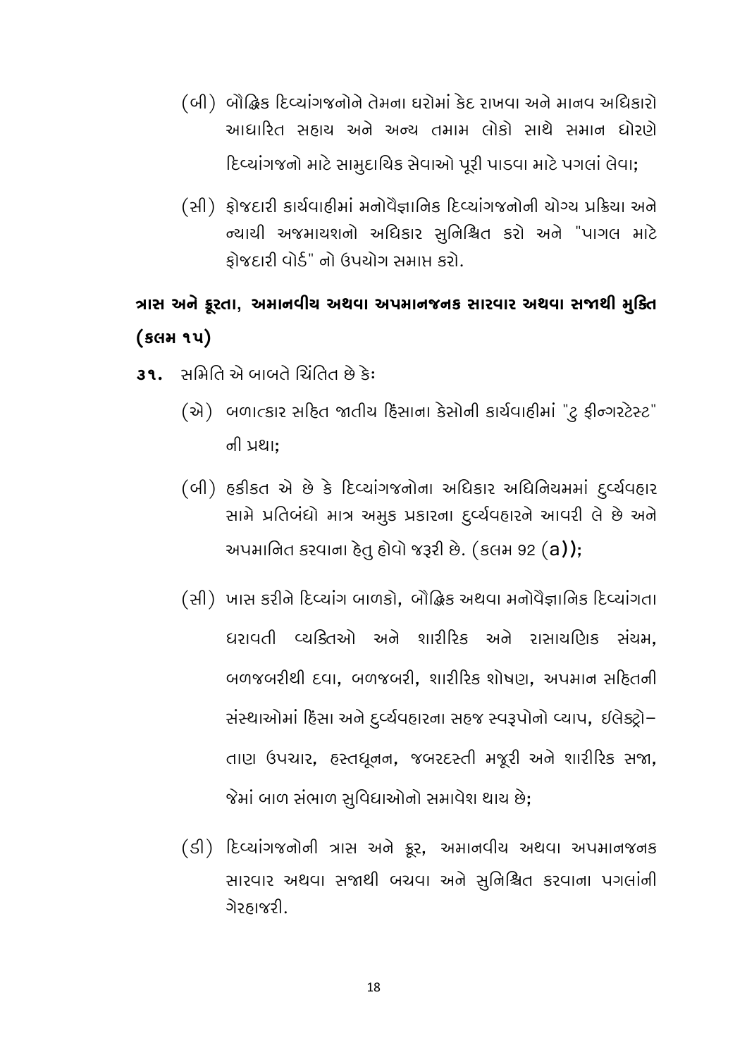(બી) બૌદ્ધિક દિવ્યાંગજનોને તેમના ઘરોમાં કેદ રાખવા અને માનવ અધિકારો આધારિત સહાય અને અન્ય તમામ લોકો સાથે સમાન ધોરણે દિવ્યાંગજનો માટે સામુદાયિક સેવાઓ પૂરી પાડવા માટે પગલાં લેવા;

(સી) ફોજદારી કાર્યવાહીમાં મનોવૈજ્ઞાનિક દિવ્યાંગજનોની યોગ્ય પ્રક્રિયા અને ન્યાયી અજમાયશનો અધિકાર સુનિશ્ચિત કરો અને "પાગલ માટે ફોજદારી વોર્ડ" નો ઉપયોગ સમાપ્ત કરો.

## ત્રાસ અને ક્રૂરતા, અમાનવીય અથવા અપમાનજનક સારવાર અથવા સજાથી મુક્તિ (કલમ ૧૫)

**૩૧.** સમિતિ એ બાબતે ચિંતિત છે કેઃ

(એ) બળાત્કાર સહિત જાતીય હિંસાના કેસોની કાર્યવાહીમાં "ટુ ફીન્ગરટેસ્ટ" ની પ્રથા;

(બી) હકીકત એ છે કે દિવ્યાંગજનોના અધિકાર અધિનિયમમાં દુર્વ્યવહાર સામે પ્રતિબંધો માત્ર અમુક પ્રકારના દુર્વ્યવહારને આવરી લે છે અને અપમાનિત કરવાના હેતુ હોવો જરૂરી છે. (કલમ 92 (a));

(સી) ખાસ કરીને દિવ્યાંગ બાળકો, બૌદ્ધિક અથવા મનોવૈજ્ઞાનિક દિવ્યાંગતા ધરાવતી વ્યક્તિઓ અને શારીરિક અને રાસાયણિક સંયમ, બળજબરીથી દવા, બળજબરી, શારીરિક શોષણ, અપમાન સહિતની સંસ્થાઓમાં હિંસા અને દુર્વ્યવહારના સહજ સ્વરૂપોનો વ્યાપ, ઇલેક્ટ્રો–તાણ ઉપચાર, હસ્તધૂનન, જબરદસ્તી મજૂરી અને શારીરિક સજા, જેમાં બાળ સંભાળ સુવિધાઓનો સમાવેશ થાય છે;

(ડી) દિવ્યાંગજનોની ત્રાસ અને ક્રૂર, અમાનવીય અથવા અપમાનજનક સારવાર અથવા સજાથી બચવા અને સુનિશ્ચિત કરવાના પગલાંની ગેરહાજરી.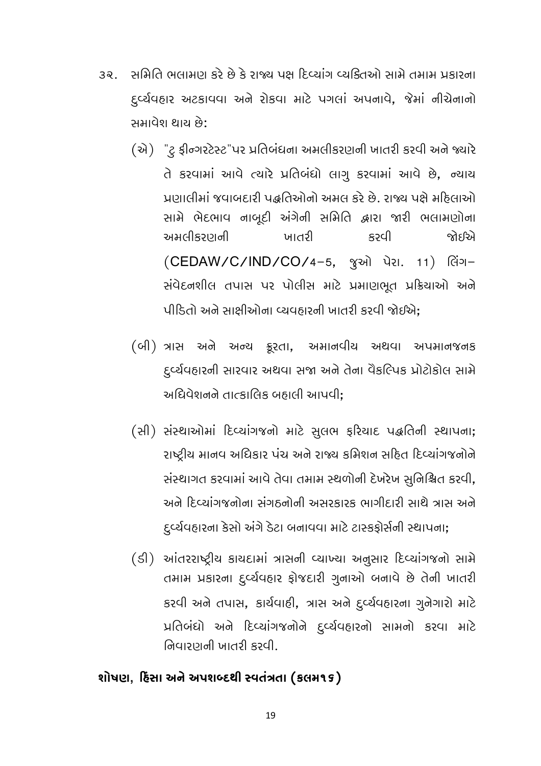૩૨. સમિતિ ભલામણ કરે છે કે રાજ્ય પક્ષ દિવ્યાંગ વ્યક્તિઓ સામે તમામ પ્રકારના દુર્વ્યવહાર અટકાવવા અને રોકવા માટે પગલાં અપનાવે, જેમાં નીચેનાનો સમાવેશ થાય છે:

(એ) "ટુ ફીન્ગરટેસ્ટ"પર પ્રતિબંધના અમલીકરણની ખાતરી કરવી અને જ્યારે તે કરવામાં આવે ત્યારે પ્રતિબંધો લાગુ કરવામાં આવે છે, ન્યાય પ્રણાલીમાં જવાબદારી પદ્ધતિઓનો અમલ કરે છે. રાજ્ય પક્ષે મહિલાઓ સામે ભેદભાવ નાબૂદી અંગેની સમિતિ દ્વારા જારી ભલામણોના અમલીકરણની ખાતરી કરવી જોઈએ (CEDAW/C/IND/CO/4–5, જુઓ પેરા. 11) લિંગ–સંવેદનશીલ તપાસ પર પોલીસ માટે પ્રમાણભૂત પ્રક્રિયાઓ અને પીડિતો અને સાક્ષીઓના વ્યવહારની ખાતરી કરવી જોઈએ;

(બી) ત્રાસ અને અન્ય ક્રૂરતા, અમાનવીય અથવા અપમાનજનક દુર્વ્યવહારની સારવાર અથવા સજા અને તેના વૈકલ્પિક પ્રોટોકોલ સામે અધિવેશનને તાત્કાલિક બહાલી આપવી;

(સી) સંસ્થાઓમાં દિવ્યાંગજનો માટે સુલભ ફરિયાદ પદ્ધતિની સ્થાપના; રાષ્ટ્રીય માનવ અધિકાર પંચ અને રાજ્ય કમિશન સહિત દિવ્યાંગજનોને સંસ્થાગત કરવામાં આવે તેવા તમામ સ્થળોની દેખરેખ સુનિશ્ચિત કરવી, અને દિવ્યાંગજનોના સંગઠનોની અસરકારક ભાગીદારી સાથે ત્રાસ અને દુર્વ્યવહારના કેસો અંગે ડેટા બનાવવા માટે ટાસ્કફોર્સની સ્થાપના;

(ડી) આંતરરાષ્ટ્રીય કાયદામાં ત્રાસની વ્યાખ્યા અનુસાર દિવ્યાંગજનો સામે તમામ પ્રકારના દુર્વ્યવહાર ફોજદારી ગુનાઓ બનાવે છે તેની ખાતરી કરવી અને તપાસ, કાર્યવાહી, ત્રાસ અને દુર્વ્યવહારના ગુનેગારો માટે પ્રતિબંધો અને દિવ્યાંગજનોને દુર્વ્યવહારનો સામનો કરવા માટે નિવારણની ખાતરી કરવી.

## શોષણ, હિંસા અને અપશબ્દથી સ્વતંત્રતા (કલમ૧૬)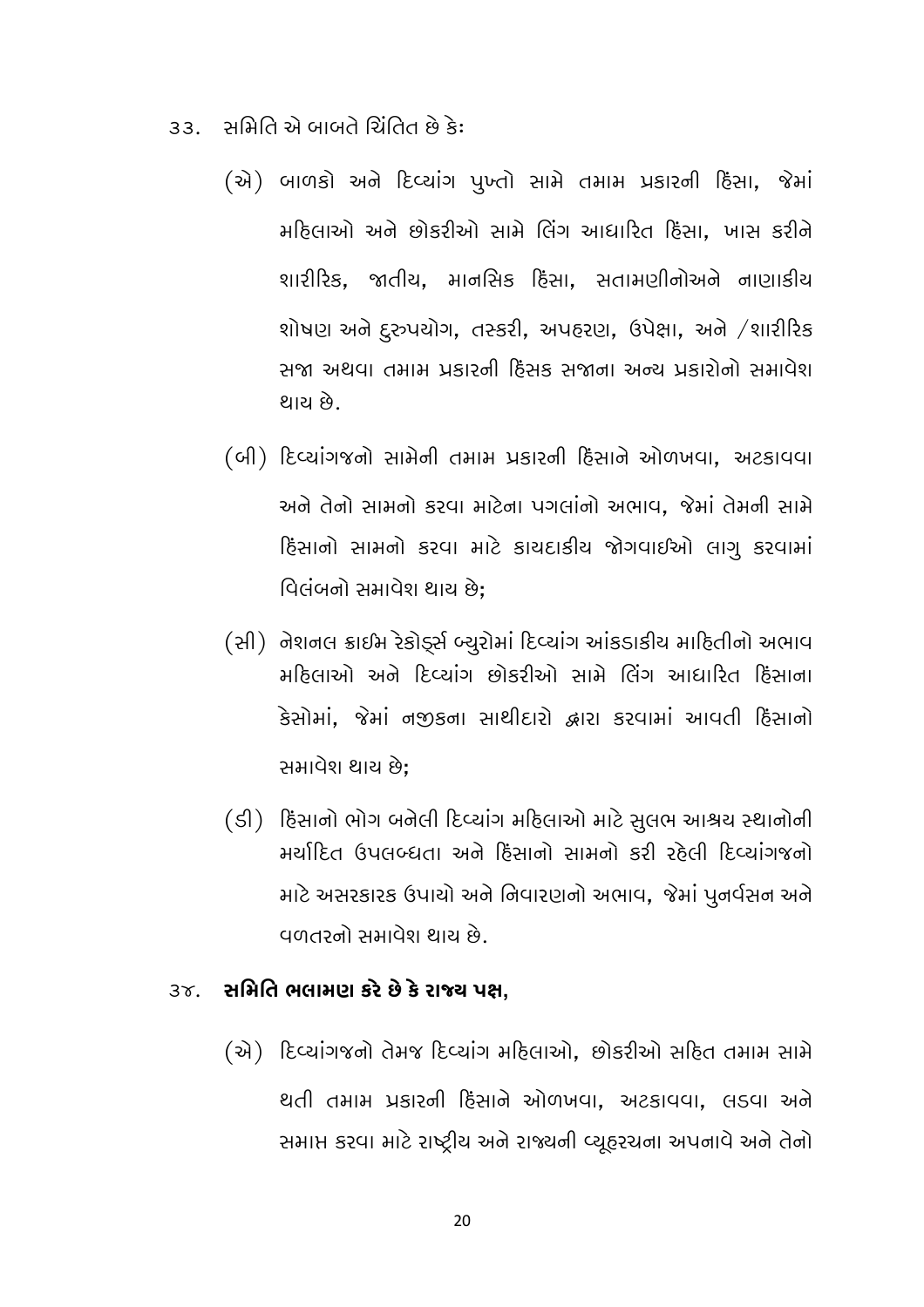૩૩. સમિતિ એ બાબતે ચિંતિત છે કેઃ

(એ) બાળકો અને દિવ્યાંગ પુખ્તો સામે તમામ પ્રકારની હિંસા, જેમાં મહિલાઓ અને છોકરીઓ સામે લિંગ આધારિત હિંસા, ખાસ કરીને શારીરિક, જાતીય, માનસિક હિંસા, સતામણીનોઅને નાણાકીય શોષણ અને દુરુપયોગ, તસ્કરી, અપહરણ, ઉપેક્ષા, અને /શારીરિક સજા અથવા તમામ પ્રકારની હિંસક સજાના અન્ય પ્રકારોનો સમાવેશ થાય છે.

(બી) દિવ્યાંગજનો સામેની તમામ પ્રકારની હિંસાને ઓળખવા, અટકાવવા અને તેનો સામનો કરવા માટેના પગલાંનો અભાવ, જેમાં તેમની સામે હિંસાનો સામનો કરવા માટે કાયદાકીય જોગવાઈઓ લાગુ કરવામાં વિલંબનો સમાવેશ થાય છે;

(સી) નેશનલ ક્રાઈમ રેકોર્ડ્સ બ્યુરોમાં દિવ્યાંગ આંકડાકીય માહિતીનો અભાવ મહિલાઓ અને દિવ્યાંગ છોકરીઓ સામે લિંગ આધારિત હિંસાના કેસોમાં, જેમાં નજીકના સાથીદારો દ્વારા કરવામાં આવતી હિંસાનો સમાવેશ થાય છે;

(ડી) હિંસાનો ભોગ બનેલી દિવ્યાંગ મહિલાઓ માટે સુલભ આશ્રય સ્થાનોની મર્યાદિત ઉપલબ્ધતા અને હિંસાનો સામનો કરી રહેલી દિવ્યાંગજનો માટે અસરકારક ઉપાયો અને નિવારણનો અભાવ, જેમાં પુનર્વસન અને વળતરનો સમાવેશ થાય છે.

૩૪. **સમિતિ ભલામણ કરે છે કે રાજ્ય પક્ષ,**

(એ) દિવ્યાંગજનો તેમજ દિવ્યાંગ મહિલાઓ, છોકરીઓ સહિત તમામ સામે થતી તમામ પ્રકારની હિંસાને ઓળખવા, અટકાવવા, લડવા અને સમાપ્ત કરવા માટે રાષ્ટ્રીય અને રાજ્યની વ્યૂહરચના અપનાવે અને તેનો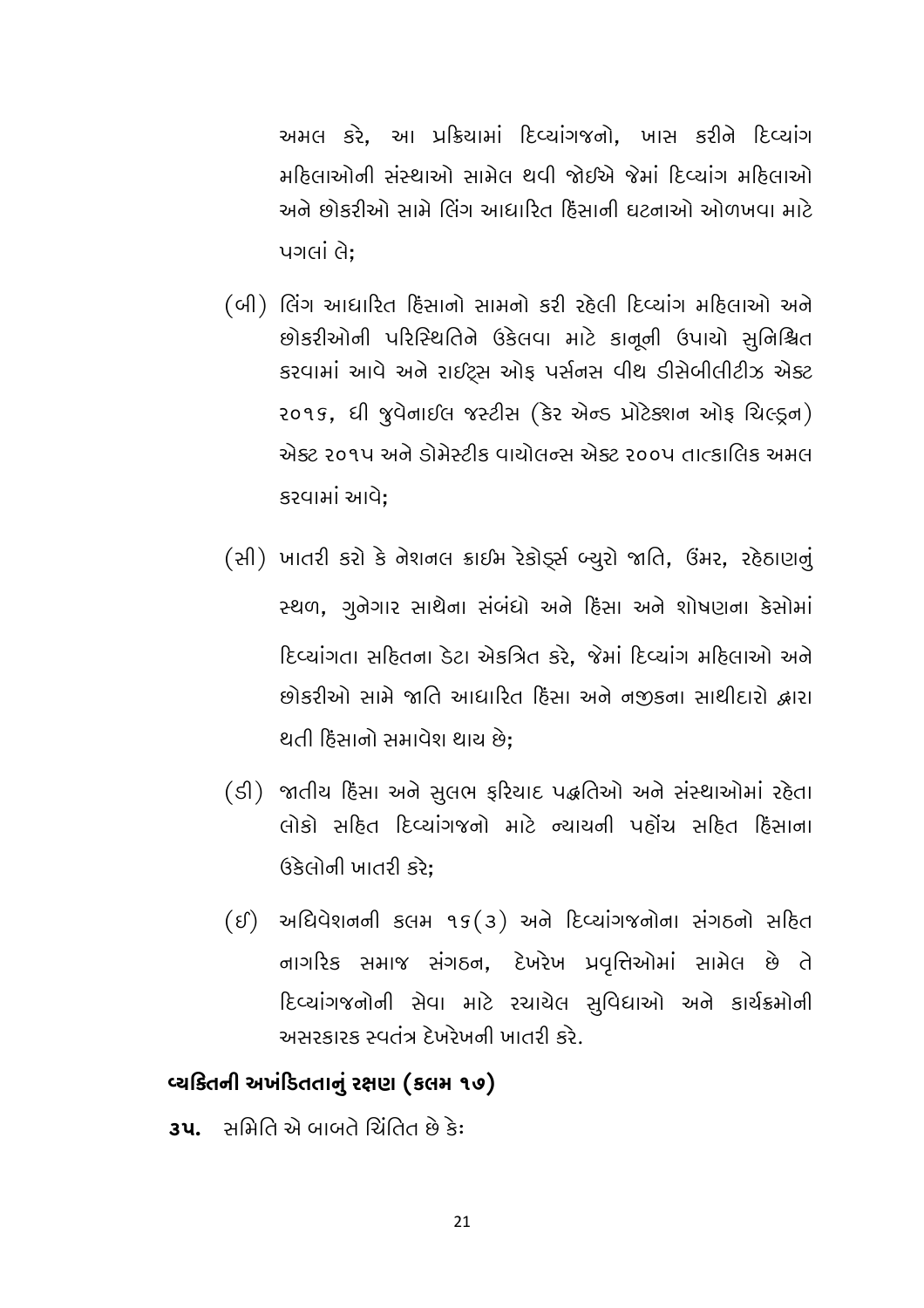અમલ કરે, આ પ્રક્રિયામાં દિવ્યાંગજનો, ખાસ કરીને દિવ્યાંગ મહિલાઓની સંસ્થાઓ સામેલ થવી જોઈએ જેમાં દિવ્યાંગ મહિલાઓ અને છોકરીઓ સામે લિંગ આધારિત હિંસાની ઘટનાઓ ઓળખવા માટે પગલાં લે;

(બી) લિંગ આધારિત હિંસાનો સામનો કરી રહેલી દિવ્યાંગ મહિલાઓ અને છોકરીઓની પરિસ્થિતિને ઉકેલવા માટે કાનૂની ઉપાયો સુનિશ્ચિત કરવામાં આવે અને રાઈટ્સ ઓફ પર્સનસ વીથ ડીસેબીલીટીઝ એક્ટ ૨૦૧૬, ધી જુવેનાઈલ જસ્ટીસ (કેર એન્ડ પ્રૉટેક્શન ઓફ ચિલ્ડ્રન) એક્ટ ૨૦૧૫ અને ડોમેસ્ટીક વાયોલન્સ એક્ટ ૨૦૦૫ તાત્કાલિક અમલ કરવામાં આવે;

(સી) ખાતરી કરો કે નેશનલ ક્રાઈમ રેકોર્ડ્સ બ્યુરો જાતિ, ઉંમર, રહેઠાણનું સ્થળ, ગુનેગાર સાથેના સંબંધો અને હિંસા અને શોષણના કેસોમાં દિવ્યાંગતા સહિતના ડેટા એકત્રિત કરે, જેમાં દિવ્યાંગ મહિલાઓ અને છોકરીઓ સામે જાતિ આધારિત હિંસા અને નજીકના સાથીદારો દ્વારા થતી હિંસાનો સમાવેશ થાય છે;

(ડી) જાતીય હિંસા અને સુલભ ફરિયાદ પદ્ધતિઓ અને સંસ્થાઓમાં રહેતા લોકો સહિત દિવ્યાંગજનો માટે ન્યાયની પહોંચ સહિત હિંસાના ઉકેલોની ખાતરી કરે;

(ઈ) અધિવેશનની કલમ ૧૬(૩) અને દિવ્યાંગજનોના સંગઠનો સહિત નાગરિક સમાજ સંગઠન, દેખરેખ પ્રવૃત્તિઓમાં સામેલ છે તે દિવ્યાંગજનોની સેવા માટે રચાયેલ સુવિધાઓ અને કાર્યક્રમોની અસરકારક સ્વતંત્ર દેખરેખની ખાતરી કરે.

## વ્યક્તિની અખંડિતતાનું રક્ષણ (કલમ ૧૭)

**૩૫.** સમિતિ એ બાબતે ચિંતિત છે કેઃ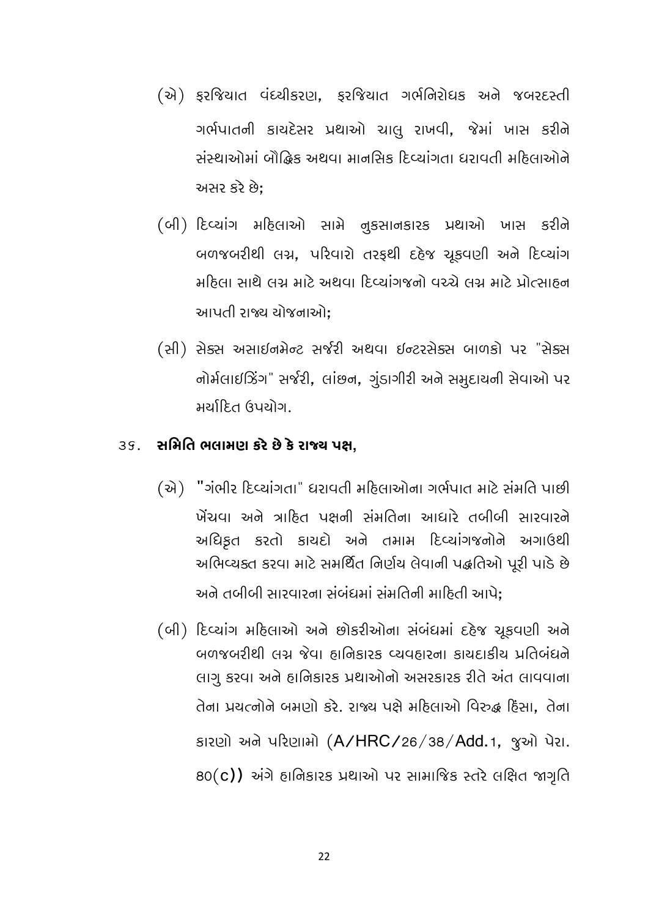(એ) ફરજિયાત વંધ્યીકરણ, ફરજિયાત ગર્ભનિરોધક અને જબરદસ્તી ગર્ભપાતની કાયદેસર પ્રથાઓ ચાલુ રાખવી, જેમાં ખાસ કરીને સંસ્થાઓમાં બૌદ્ધિક અથવા માનસિક દિવ્યાંગતા ધરાવતી મહિલાઓને અસર કરે છે;

(બી) દિવ્યાંગ મહિલાઓ સામે નુકસાનકારક પ્રથાઓ ખાસ કરીને બળજબરીથી લગ્ન, પરિવારો તરફથી દહેજ ચૂકવણી અને દિવ્યાંગ મહિલા સાથે લગ્ન માટે અથવા દિવ્યાંગજનો વચ્ચે લગ્ન માટે પ્રોત્સાહન આપતી રાજ્ય યોજનાઓ;

(સી) સેક્સ અસાઇનમેન્ટ સર્જરી અથવા ઇન્ટરસેક્સ બાળકો પર "સેક્સ નોર્મલાઈઝિંગ" સર્જરી, લાંછન, ગુંડાગીરી અને સમુદાયની સેવાઓ પર મર્યાદિત ઉપયોગ.

૩૬. **સમિતિ ભલામણ કરે છે કે રાજ્ય પક્ષ,**

(એ) "ગંભીર દિવ્યાંગતા" ધરાવતી મહિલાઓના ગર્ભપાત માટે સંમતિ પાછી ખેંચવા અને ત્રાહિત પક્ષની સંમતિના આધારે તબીબી સારવારને અધિકૃત કરતો કાયદો અને તમામ દિવ્યાંગજનોને અગાઉથી અભિવ્યક્ત કરવા માટે સમર્થિત નિર્ણય લેવાની પદ્ધતિઓ પૂરી પાડે છે અને તબીબી સારવારના સંબંધમાં સંમતિની માહિતી આપે;

(બી) દિવ્યાંગ મહિલાઓ અને છોકરીઓના સંબંધમાં દહેજ ચૂકવણી અને બળજબરીથી લગ્ન જેવા હાનિકારક વ્યવહારના કાયદાકીય પ્રતિબંધને લાગુ કરવા અને હાનિકારક પ્રથાઓનો અસરકારક રીતે અંત લાવવાના તેના પ્રયત્નોને બમણો કરે. રાજ્ય પક્ષે મહિલાઓ વિરુદ્ધ હિંસા, તેના કારણો અને પરિણામો (A/HRC/26/38/Add.1, જુઓ પેરા. ૮૦(c)) અંગે હાનિકારક પ્રથાઓ પર સામાજિક સ્તરે લક્ષિત જાગૃતિ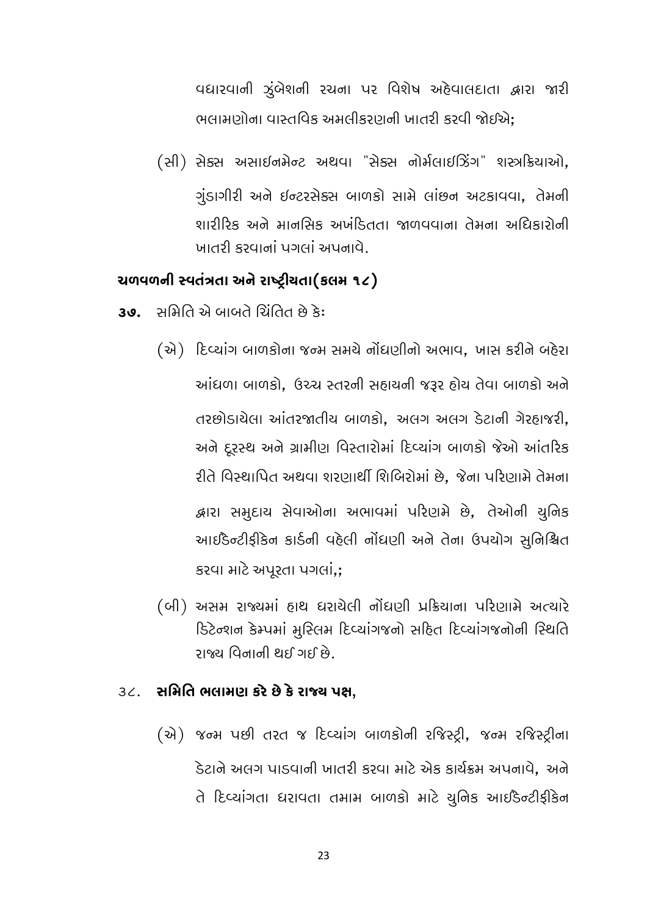વધારવાની ઝુંબેશની રચના પર વિશેષ અહેવાલદાતા દ્વારા જારી ભલામણોના વાસ્તવિક અમલીકરણની ખાતરી કરવી જોઈએ;

(સી) સેક્સ અસાઇનમેન્ટ અથવા "સેક્સ નોર્મલાઈઝિંગ" શસ્ત્રક્રિયાઓ, ગુંડાગીરી અને ઇન્ટરસેક્સ બાળકો સામે લાંછન અટકાવવા, તેમની શારીરિક અને માનસિક અખંડિતતા જાળવવાના તેમના અધિકારોની ખાતરી કરવાનાં પગલાં અપનાવે.

### ચળવળની સ્વતંત્રતા અને રાષ્ટ્રીયતા(કલમ ૧૮)

**૩૭.** સમિતિ એ બાબતે ચિંતિત છે કેઃ

(એ) દિવ્યાંગ બાળકોના જન્મ સમયે નોંધણીનો અભાવ, ખાસ કરીને બહેરા આંધળા બાળકો, ઉચ્ચ સ્તરની સહાયની જરૂર હોય તેવા બાળકો અને તરછોડાયેલા આંતરજાતીય બાળકો, અલગ અલગ ડેટાની ગેરહાજરી, અને દૂરસ્થ અને ગ્રામીણ વિસ્તારોમાં દિવ્યાંગ બાળકો જેઓ આંતરિક રીતે વિસ્થાપિત અથવા શરણાર્થી શિબિરોમાં છે, જેના પરિણામે તેમના દ્વારા સમુદાય સેવાઓના અભાવમાં પરિણમે છે, તેઓની યુનિક આઈડેન્ટીફીકેન કાર્ડની વહેલી નોંધણી અને તેના ઉપયોગ સુનિશ્ચિત કરવા માટે અપૂરતા પગલાં,;

(બી) અસમ રાજ્યમાં હાથ ધરાયેલી નોંધણી પ્રક્રિયાના પરિણામે અત્યારે ડિટેન્શન કેમ્પમાં મુસ્લિમ દિવ્યાંગજનો સહિત દિવ્યાંગજનોની સ્થિતિ રાજ્ય વિનાની થઈ ગઈ છે.

૩૮. **સમિતિ ભલામણ કરે છે કે રાજ્ય પક્ષ,**

(એ) જન્મ પછી તરત જ દિવ્યાંગ બાળકોની રજિસ્ટ્રી, જન્મ રજિસ્ટ્રીના ડેટાને અલગ પાડવાની ખાતરી કરવા માટે એક કાર્યક્રમ અપનાવે, અને તે દિવ્યાંગતા ધરાવતા તમામ બાળકો માટે યુનિક આઈડેન્ટીફીકેન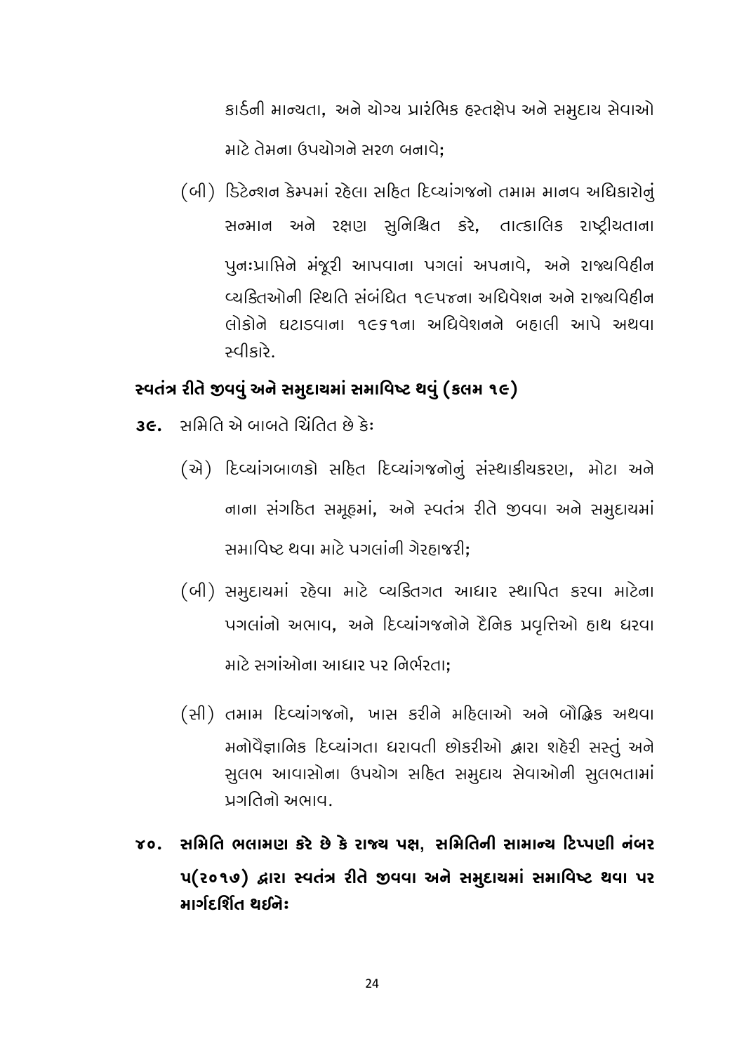કાર્ડની માન્યતા, અને યોગ્ય પ્રારંભિક હસ્તક્ષેપ અને સમુદાય સેવાઓ માટે તેમના ઉપયોગને સરળ બનાવે;

(બી) ડિટેન્શન કેમ્પમાં રહેલા સહિત દિવ્યાંગજનો તમામ માનવ અધિકારોનું સન્માન અને રક્ષણ સુનિશ્ચિત કરે, તાત્કાલિક રાષ્ટ્રીયતાના પુનઃપ્રાપ્તિને મંજૂરી આપવાના પગલાં અપનાવે, અને રાજ્યવિહીન વ્યક્તિઓની સ્થિતિ સંબંધિત ૧૯૫૪ના અધિવેશન અને રાજ્યવિહીન લોકોને ઘટાડવાના ૧૯૬૧ના અધિવેશનને બહાલી આપે અથવા સ્વીકારે.

## સ્વતંત્ર રીતે જીવવું અને સમુદાયમાં સમાવિષ્ટ થવું (કલમ ૧૯)

**૩૯.** સમિતિ એ બાબતે ચિંતિત છે કેઃ

(એ) દિવ્યાંગબાળકો સહિત દિવ્યાંગજનોનું સંસ્થાકીયકરણ, મોટા અને નાના સંગઠિત સમૂહમાં, અને સ્વતંત્ર રીતે જીવવા અને સમુદાયમાં સમાવિષ્ટ થવા માટે પગલાંની ગેરહાજરી;

(બી) સમુદાયમાં રહેવા માટે વ્યક્તિગત આધાર સ્થાપિત કરવા માટેના પગલાંનો અભાવ, અને દિવ્યાંગજનોને દૈનિક પ્રવૃત્તિઓ હાથ ધરવા માટે સગાંઓના આધાર પર નિર્ભરતા;

(સી) તમામ દિવ્યાંગજનો, ખાસ કરીને મહિલાઓ અને બૌદ્ધિક અથવા મનોવૈજ્ઞાનિક દિવ્યાંગતા ધરાવતી છોકરીઓ દ્વારા શહેરી સસ્તું અને સુલભ આવાસોના ઉપયોગ સહિત સમુદાય સેવાઓની સુલભતામાં પ્રગતિનો અભાવ.

**૪૦. સમિતિ ભલામણ કરે છે કે રાજ્ય પક્ષ, સમિતિની સામાન્ય ટિપ્પણી નંબર ૫(૨૦૧૭) દ્વારા સ્વતંત્ર રીતે જીવવા અને સમુદાયમાં સમાવિષ્ટ થવા પર માર્ગદર્શિત થઈનેઃ**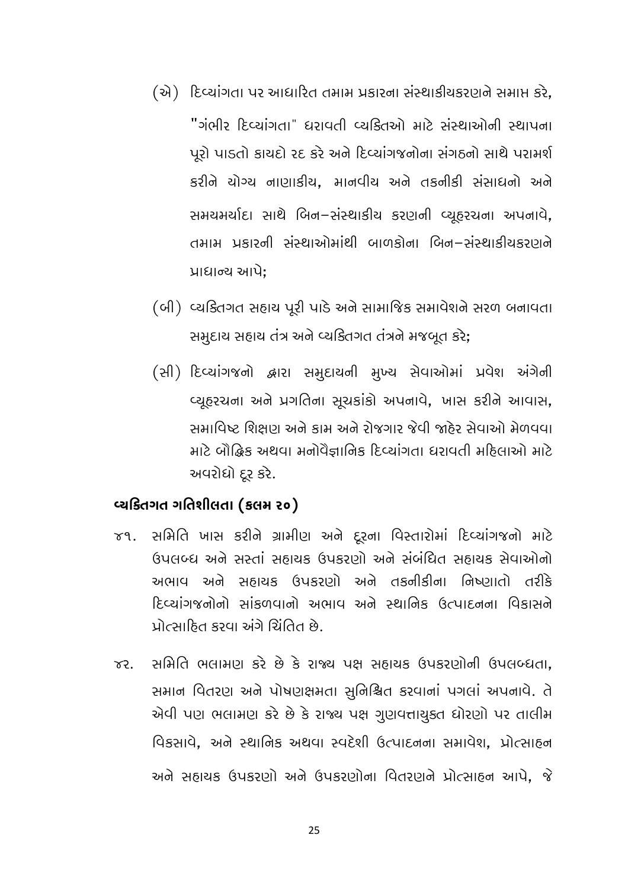(એ) દિવ્યાંગતા પર આધારિત તમામ પ્રકારના સંસ્થાકીયકરણને સમાપ્ત કરે, "ગંભીર દિવ્યાંગતા" ધરાવતી વ્યક્તિઓ માટે સંસ્થાઓની સ્થાપના પૂરો પાડતો કાયદો રદ કરે અને દિવ્યાંગજનોના સંગઠનો સાથે પરામર્શ કરીને યોગ્ય નાણાકીય, માનવીય અને તકનીકી સંસાધનો અને સમયમર્યાદા સાથે બિન–સંસ્થાકીય કરણની વ્યૂહરચના અપનાવે, તમામ પ્રકારની સંસ્થાઓમાંથી બાળકોના બિન–સંસ્થાકીયકરણને પ્રાધાન્ય આપે;

(બી) વ્યક્તિગત સહાય પૂરી પાડે અને સામાજિક સમાવેશને સરળ બનાવતા સમુદાય સહાય તંત્ર અને વ્યક્તિગત તંત્રને મજબૂત કરે;

(સી) દિવ્યાંગજનો દ્વારા સમુદાયની મુખ્ય સેવાઓમાં પ્રવેશ અંગેની વ્યૂહરચના અને પ્રગતિના સૂચકાંકો અપનાવે, ખાસ કરીને આવાસ, સમાવિષ્ટ શિક્ષણ અને કામ અને રોજગાર જેવી જાહેર સેવાઓ મેળવવા માટે બૌદ્ધિક અથવા મનોવૈજ્ઞાનિક દિવ્યાંગતા ધરાવતી મહિલાઓ માટે અવરોધો દૂર કરે.

## વ્યક્તિગત ગતિશીલતા (કલમ ૨૦)

૪૧. સમિતિ ખાસ કરીને ગ્રામીણ અને દૂરના વિસ્તારોમાં દિવ્યાંગજનો માટે ઉપલબ્ધ અને સસ્તાં સહાયક ઉપકરણો અને સંબંધિત સહાયક સેવાઓનો અભાવ અને સહાયક ઉપકરણો અને તકનીકીના નિષ્ણાતો તરીકે દિવ્યાંગજનોનો સાંકળવાનો અભાવ અને સ્થાનિક ઉત્પાદનના વિકાસને પ્રોત્સાહિત કરવા અંગે ચિંતિત છે.

૪૨. સમિતિ ભલામણ કરે છે કે રાજ્ય પક્ષ સહાયક ઉપકરણોની ઉપલબ્ધતા, સમાન વિતરણ અને પોષણક્ષમતા સુનિશ્ચિત કરવાનાં પગલાં અપનાવે. તે એવી પણ ભલામણ કરે છે કે રાજ્ય પક્ષ ગુણવત્તાયુક્ત ધોરણો પર તાલીમ વિકસાવે, અને સ્થાનિક અથવા સ્વદેશી ઉત્પાદનના સમાવેશ, પ્રોત્સાહન અને સહાયક ઉપકરણો અને ઉપકરણોના વિતરણને પ્રોત્સાહન આપે, જે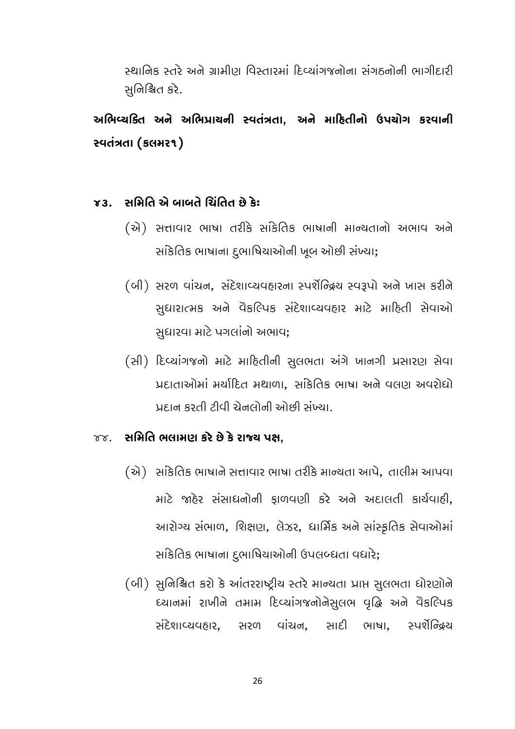સ્થાનિક સ્તરે અને ગ્રામીણ વિસ્તારમાં દિવ્યાંગજનોના સંગઠનોની ભાગીદારી સુનિશ્ચિત કરે.

**અભિવ્યક્તિ અને અભિપ્રાયની સ્વતંત્રતા, અને માહિતીનો ઉપયોગ કરવાની સ્વતંત્રતા (કલમ૨૧)**

**૪૩. સમિતિ એ બાબતે ચિંતિત છે કેઃ**

(એ) સત્તાવાર ભાષા તરીકે સાંકેતિક ભાષાની માન્યતાનો અભાવ અને સાંકેતિક ભાષાના દુભાષિયાઓની ખૂબ ઓછી સંખ્યા;

(બી) સરળ વાંચન, સંદેશાવ્યવહારના સ્પર્શેન્દ્રિય સ્વરૂપો અને ખાસ કરીને સુધારાત્મક અને વૈકલ્પિક સંદેશાવ્યવહાર માટે માહિતી સેવાઓ સુધારવા માટે પગલાંનો અભાવ;

(સી) દિવ્યાંગજનો માટે માહિતીની સુલભતા અંગે ખાનગી પ્રસારણ સેવા પ્રદાતાઓમાં મર્યાદિત મથાળા, સાંકેતિક ભાષા અને વલણ અવરોધો પ્રદાન કરતી ટીવી ચેનલોની ઓછી સંખ્યા.

**૪૪. સમિતિ ભલામણ કરે છે કે રાજ્ય પક્ષ,**

(એ) સાંકેતિક ભાષાને સત્તાવાર ભાષા તરીકે માન્યતા આપે, તાલીમ આપવા માટે જાહેર સંસાધનોની ફાળવણી કરે અને અદાલતી કાર્યવાહી, આરોગ્ય સંભાળ, શિક્ષણ, લેઝર, ધાર્મિક અને સાંસ્કૃતિક સેવાઓમાં સાંકેતિક ભાષાના દુભાષિયાઓની ઉપલબ્ધતા વધારે;

(બી) સુનિશ્ચિત કરો કે આંતરરાષ્ટ્રીય સ્તરે માન્યતા પ્રાપ્ત સુલભતા ધોરણોને ધ્યાનમાં રાખીને તમામ દિવ્યાંગજનોનેસુલભ વૃદ્ધિ અને વૈકલ્પિક સંદેશાવ્યવહાર, સરળ વાંચન, સાદી ભાષા, સ્પર્શેન્દ્રિય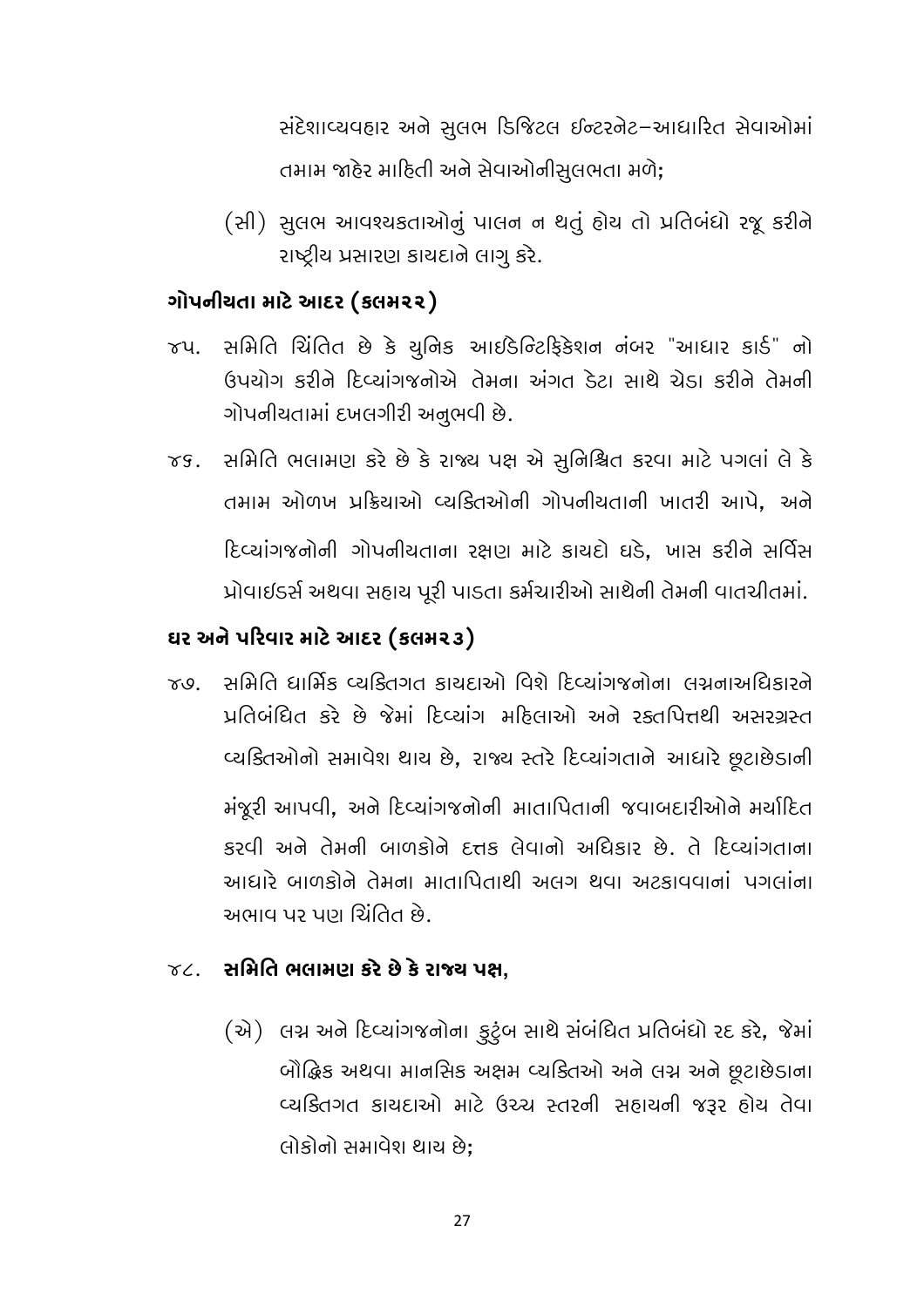સંદેશાવ્યવહાર અને સુલભ ડિજિટલ ઇન્ટરનેટ–આધારિત સેવાઓમાં તમામ જાહેર માહિતી અને સેવાઓનીસુલભતા મળે;

(સી) સુલભ આવશ્યકતાઓનું પાલન ન થતું હોય તો પ્રતિબંધો રજૂ કરીને રાષ્ટ્રીય પ્રસારણ કાયદાને લાગુ કરે.

### ગોપનીયતા માટે આદર (કલમ૨૨)

૪૫. સમિતિ ચિંતિત છે કે યુનિક આઇડેન્ટિફિકેશન નંબર "આધાર કાર્ડ" નો ઉપયોગ કરીને દિવ્યાંગજનોએ તેમના અંગત ડેટા સાથે ચેડા કરીને તેમની ગોપનીયતામાં દખલગીરી અનુભવી છે.

૪૬. સમિતિ ભલામણ કરે છે કે રાજ્ય પક્ષ એ સુનિશ્ચિત કરવા માટે પગલાં લે કે તમામ ઓળખ પ્રક્રિયાઓ વ્યક્તિઓની ગોપનીયતાની ખાતરી આપે, અને દિવ્યાંગજનોની ગોપનીયતાના રક્ષણ માટે કાયદો ઘડે, ખાસ કરીને સર્વિસ પ્રોવાઇડર્સ અથવા સહાય પૂરી પાડતા કર્મચારીઓ સાથેની તેમની વાતચીતમાં.

### ઘર અને પરિવાર માટે આદર (કલમ૨૩)

૪૭. સમિતિ ધાર્મિક વ્યક્તિગત કાયદાઓ વિશે દિવ્યાંગજનોના લગ્નનાઅધિકારને પ્રતિબંધિત કરે છે જેમાં દિવ્યાંગ મહિલાઓ અને રક્તપિત્તથી અસરગ્રસ્ત વ્યક્તિઓનો સમાવેશ થાય છે, રાજ્ય સ્તરે દિવ્યાંગતાને આધારે છૂટાછેડાની મંજૂરી આપવી, અને દિવ્યાંગજનોની માતાપિતાની જવાબદારીઓને મર્યાદિત કરવી અને તેમની બાળકોને દત્તક લેવાનો અધિકાર છે. તે દિવ્યાંગતાના આધારે બાળકોને તેમના માતાપિતાથી અલગ થવા અટકાવવાનાં પગલાંના અભાવ પર પણ ચિંતિત છે.

૪૮. **સમિતિ ભલામણ કરે છે કે રાજ્ય પક્ષ,**

(એ) લગ્ન અને દિવ્યાંગજનોના કુટુંબ સાથે સંબંધિત પ્રતિબંધો રદ કરે, જેમાં બૌદ્ધિક અથવા માનસિક અક્ષમ વ્યક્તિઓ અને લગ્ન અને છૂટાછેડાના વ્યક્તિગત કાયદાઓ માટે ઉચ્ચ સ્તરની સહાયની જરૂર હોય તેવા લોકોનો સમાવેશ થાય છે;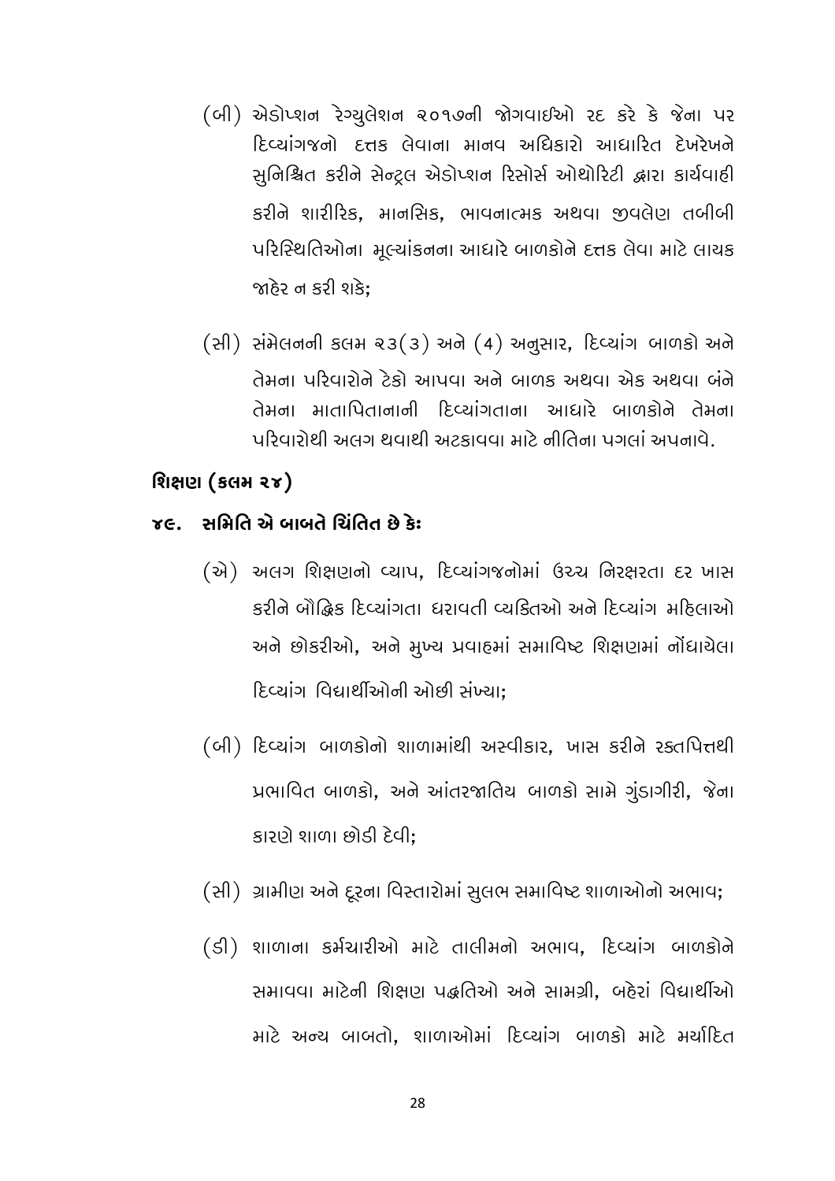(બી) એડોપ્શન રેગ્યુલેશન ૨૦૧૭ની જોગવાઈઓ રદ કરે કે જેના પર દિવ્યાંગજનો દત્તક લેવાના માનવ અધિકારો આધારિત દેખરેખને સુનિશ્ચિત કરીને સેન્ટ્રલ એડોપ્શન રિસોર્સ ઓથોરિટી દ્વારા કાર્યવાહી કરીને શારીરિક, માનસિક, ભાવનાત્મક અથવા જીવલેણ તબીબી પરિસ્થિતિઓના મૂલ્યાંકનના આધારે બાળકોને દત્તક લેવા માટે લાયક જાહેર ન કરી શકે;

(સી) સંમેલનની કલમ ૨૩(૩) અને (4) અનુસાર, દિવ્યાંગ બાળકો અને તેમના પરિવારોને ટેકો આપવા અને બાળક અથવા એક અથવા બંને તેમના માતાપિતાનાની દિવ્યાંગતાના આધારે બાળકોને તેમના પરિવારોથી અલગ થવાથી અટકાવવા માટે નીતિના પગલાં અપનાવે.

**શિક્ષણ (કલમ ૨૪)**

**૪૯. સમિતિ એ બાબતે ચિંતિત છે કેઃ**

(એ) અલગ શિક્ષણનો વ્યાપ, દિવ્યાંગજનોમાં ઉચ્ચ નિરક્ષરતા દર ખાસ કરીને બૌદ્ધિક દિવ્યાંગતા ધરાવતી વ્યક્તિઓ અને દિવ્યાંગ મહિલાઓ અને છોકરીઓ, અને મુખ્ય પ્રવાહમાં સમાવિષ્ટ શિક્ષણમાં નોંધાયેલા દિવ્યાંગ વિદ્યાર્થીઓની ઓછી સંખ્યા;

(બી) દિવ્યાંગ બાળકોનો શાળામાંથી અસ્વીકાર, ખાસ કરીને રક્તપિત્તથી પ્રભાવિત બાળકો, અને આંતરજાતિય બાળકો સામે ગુંડાગીરી, જેના કારણે શાળા છોડી દેવી;

(સી) ગ્રામીણ અને દૂરના વિસ્તારોમાં સુલભ સમાવિષ્ટ શાળાઓનો અભાવ;

(ડી) શાળાના કર્મચારીઓ માટે તાલીમનો અભાવ, દિવ્યાંગ બાળકોને સમાવવા માટેની શિક્ષણ પદ્ધતિઓ અને સામગ્રી, બહેરાં વિદ્યાર્થીઓ માટે અન્ય બાબતો, શાળાઓમાં દિવ્યાંગ બાળકો માટે મર્યાદિત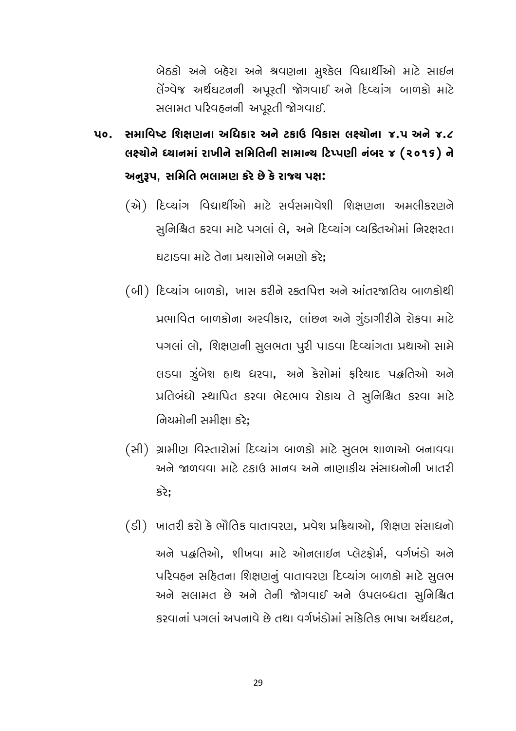બેઠકો અને બહેરા અને શ્રવણના મુશ્કેલ વિદ્યાર્થીઓ માટે સાઇન લેંગ્વેજ અર્થઘટનની અપૂરતી જોગવાઈ અને દિવ્યાંગ બાળકો માટે સલામત પરિવહનની અપૂરતી જોગવાઈ.

**૫૦. સમાવિષ્ટ શિક્ષણના અધિકાર અને ટકાઉ વિકાસ લક્ષ્યોના ૪.૫ અને ૪.૮ લક્ષ્યોને ધ્યાનમાં રાખીને સમિતિની સામાન્ય ટિપ્પણી નંબર ૪ (૨૦૧૬) ને અનુરૂપ, સમિતિ ભલામણ કરે છે કે રાજ્ય પક્ષ:**

(એ) દિવ્યાંગ વિદ્યાર્થીઓ માટે સર્વસમાવેશી શિક્ષણના અમલીકરણને સુનિશ્ચિત કરવા માટે પગલાં લે, અને દિવ્યાંગ વ્યક્તિઓમાં નિરક્ષરતા ઘટાડવા માટે તેના પ્રયાસોને બમણો કરે;

(બી) દિવ્યાંગ બાળકો, ખાસ કરીને રક્તપિત્ત અને આંતરજાતિય બાળકોથી પ્રભાવિત બાળકોના અસ્વીકાર, લાંછન અને ગુંડાગીરીને રોકવા માટે પગલાં લો, શિક્ષણની સુલભતા પુરી પાડવા દિવ્યાંગતા પ્રથાઓ સામે લડવા ઝુંબેશ હાથ ધરવા, અને કેસોમાં ફરિયાદ પદ્ધતિઓ અને પ્રતિબંધો સ્થાપિત કરવા ભેદભાવ રોકાય તે સુનિશ્ચિત કરવા માટે નિયમોની સમીક્ષા કરે;

(સી) ગ્રામીણ વિસ્તારોમાં દિવ્યાંગ બાળકો માટે સુલભ શાળાઓ બનાવવા અને જાળવવા માટે ટકાઉ માનવ અને નાણાકીય સંસાધનોની ખાતરી કરે;

(ડી) ખાતરી કરો કે ભૌતિક વાતાવરણ, પ્રવેશ પ્રક્રિયાઓ, શિક્ષણ સંસાધનો અને પદ્ધતિઓ, શીખવા માટે ઓનલાઇન પ્લેટફોર્મ, વર્ગખંડો અને પરિવહન સહિતના શિક્ષણનું વાતાવરણ દિવ્યાંગ બાળકો માટે સુલભ અને સલામત છે અને તેની જોગવાઈ અને ઉપલબ્ધતા સુનિશ્ચિત કરવાનાં પગલાં અપનાવે છે તથા વર્ગખંડોમાં સાંકેતિક ભાષા અર્થઘટન,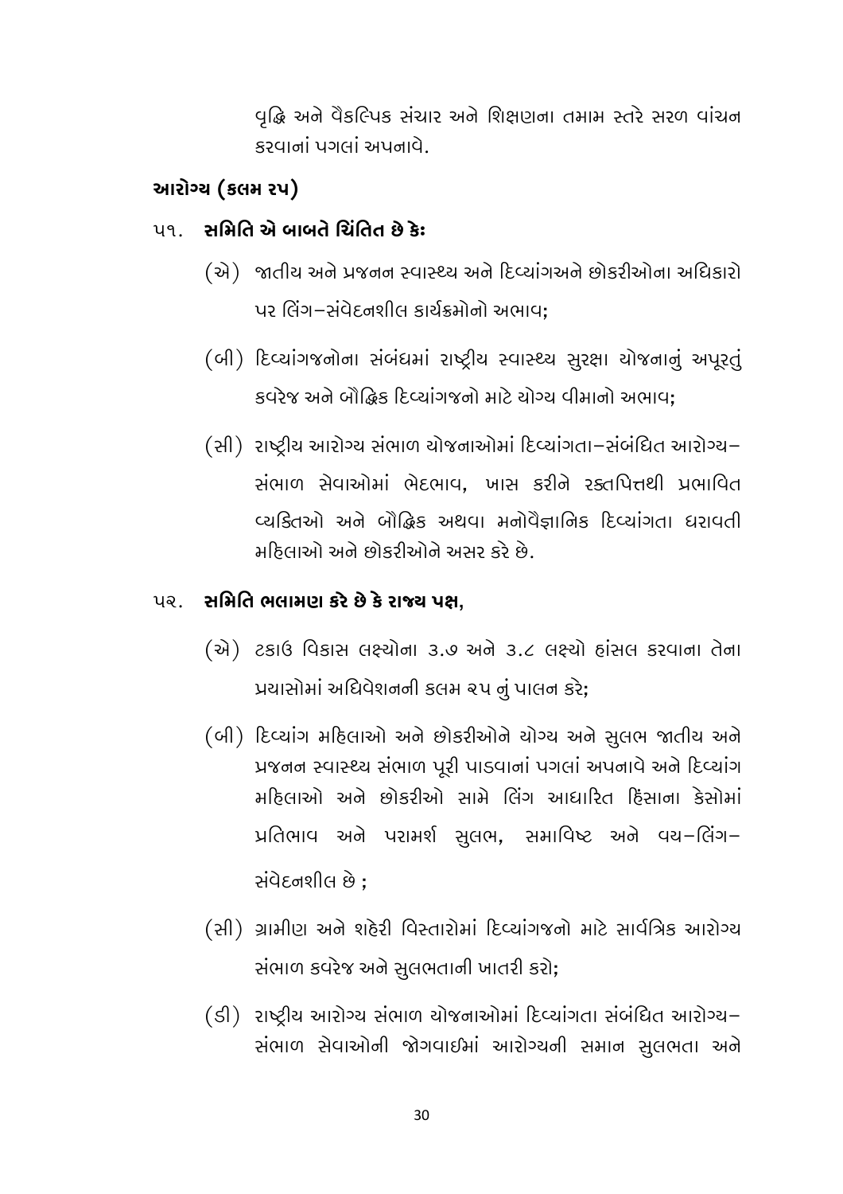વૃદ્ધિ અને વૈકલ્પિક સંચાર અને શિક્ષણના તમામ સ્તરે સરળ વાંચન કરવાનાં પગલાં અપનાવે.

## આરોગ્ય (કલમ ૨૫)

૫૧. **સમિતિ એ બાબતે ચિંતિત છે કેઃ**

(એ) જાતીય અને પ્રજનન સ્વાસ્થ્ય અને દિવ્યાંગઅને છોકરીઓના અધિકારો પર લિંગ–સંવેદનશીલ કાર્યક્રમોનો અભાવ;

(બી) દિવ્યાંગજનોના સંબંધમાં રાષ્ટ્રીય સ્વાસ્થ્ય સુરક્ષા યોજનાનું અપૂરતું કવરેજ અને બૌદ્ધિક દિવ્યાંગજનો માટે યોગ્ય વીમાનો અભાવ;

(સી) રાષ્ટ્રીય આરોગ્ય સંભાળ યોજનાઓમાં દિવ્યાંગતા–સંબંધિત આરોગ્ય–સંભાળ સેવાઓમાં ભેદભાવ, ખાસ કરીને રક્તપિત્તથી પ્રભાવિત વ્યક્તિઓ અને બૌદ્ધિક અથવા મનોવૈજ્ઞાનિક દિવ્યાંગતા ધરાવતી મહિલાઓ અને છોકરીઓને અસર કરે છે.

૫૨. **સમિતિ ભલામણ કરે છે કે રાજ્ય પક્ષ,**

(એ) ટકાઉ વિકાસ લક્ષ્યોના ૩.૭ અને ૩.૮ લક્ષ્યો હાંસલ કરવાના તેના પ્રયાસોમાં અધિવેશનની કલમ ૨૫ નું પાલન કરે;

(બી) દિવ્યાંગ મહિલાઓ અને છોકરીઓને યોગ્ય અને સુલભ જાતીય અને પ્રજનન સ્વાસ્થ્ય સંભાળ પૂરી પાડવાનાં પગલાં અપનાવે અને દિવ્યાંગ મહિલાઓ અને છોકરીઓ સામે લિંગ આધારિત હિંસાના કેસોમાં પ્રતિભાવ અને પરામર્શ સુલભ, સમાવિષ્ટ અને વય–લિંગ–સંવેદનશીલ છે ;

(સી) ગ્રામીણ અને શહેરી વિસ્તારોમાં દિવ્યાંગજનો માટે સાર્વત્રિક આરોગ્ય સંભાળ કવરેજ અને સુલભતાની ખાતરી કરો;

(ડી) રાષ્ટ્રીય આરોગ્ય સંભાળ યોજનાઓમાં દિવ્યાંગતા સંબંધિત આરોગ્ય–સંભાળ સેવાઓની જોગવાઈમાં આરોગ્યની સમાન સુલભતા અને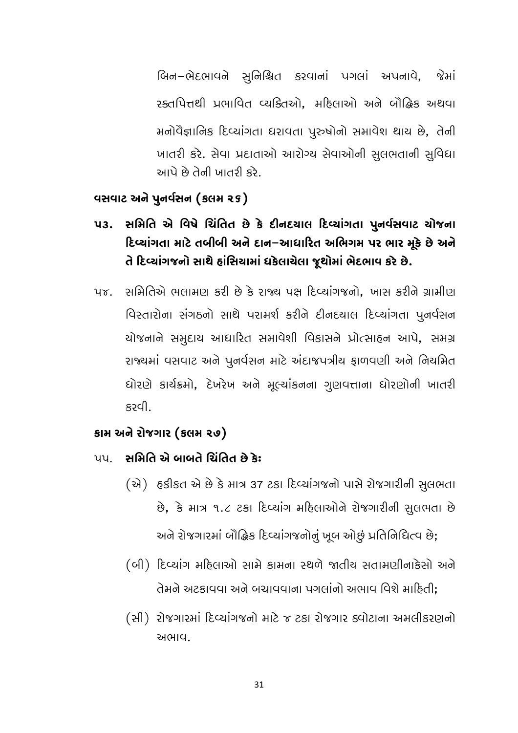બિન–ભેદભાવને સુનિશ્ચિત કરવાનાં પગલાં અપનાવે, જેમાં રક્તપિત્તથી પ્રભાવિત વ્યક્તિઓ, મહિલાઓ અને બૌદ્ધિક અથવા મનોવૈજ્ઞાનિક દિવ્યાંગતા ધરાવતા પુરુષોનો સમાવેશ થાય છે, તેની ખાતરી કરે. સેવા પ્રદાતાઓ આરોગ્ય સેવાઓની સુલભતાની સુવિધા આપે છે તેની ખાતરી કરે.

### વસવાટ અને પુનર્વસન (કલમ ૨૬)

**૫૩. સમિતિ એ વિષે ચિંતિત છે કે દીનદયાલ દિવ્યાંગતા પુનર્વસવાટ યોજના દિવ્યાંગતા માટે તબીબી અને દાન–આધારિત અભિગમ પર ભાર મૂકે છે અને તે દિવ્યાંગજનો સાથે હાંસિયામાં ધકેલાયેલા જૂથોમાં ભેદભાવ કરે છે.**

૫૪. સમિતિએ ભલામણ કરી છે કે રાજ્ય પક્ષ દિવ્યાંગજનો, ખાસ કરીને ગ્રામીણ વિસ્તારોના સંગઠનો સાથે પરામર્શ કરીને દીનદયાલ દિવ્યાંગતા પુનર્વસન યોજનાને સમુદાય આધારિત સમાવેશી વિકાસને પ્રોત્સાહન આપે, સમગ્ર રાજ્યમાં વસવાટ અને પુનર્વસન માટે અંદાજપત્રીય ફાળવણી અને નિયમિત ધોરણે કાર્યક્રમો, દેખરેખ અને મૂલ્યાંકનના ગુણવત્તાના ધોરણોની ખાતરી કરવી.

### કામ અને રોજગાર (કલમ ૨૭)

૫૫. **સમિતિ એ બાબતે ચિંતિત છે કેઃ**

(એ) હકીકત એ છે કે માત્ર 37 ટકા દિવ્યાંગજનો પાસે રોજગારીની સુલભતા છે, કે માત્ર ૧.૮ ટકા દિવ્યાંગ મહિલાઓને રોજગારીની સુલભતા છે અને રોજગારમાં બૌદ્ધિક દિવ્યાંગજનોનું ખૂબ ઓછું પ્રતિનિધિત્વ છે;

(બી) દિવ્યાંગ મહિલાઓ સામે કામના સ્થળે જાતીય સતામણીનાકેસો અને તેમને અટકાવવા અને બચાવવાના પગલાંનો અભાવ વિશે માહિતી;

(સી) રોજગારમાં દિવ્યાંગજનો માટે ૪ ટકા રોજગાર ક્વોટાના અમલીકરણનો અભાવ.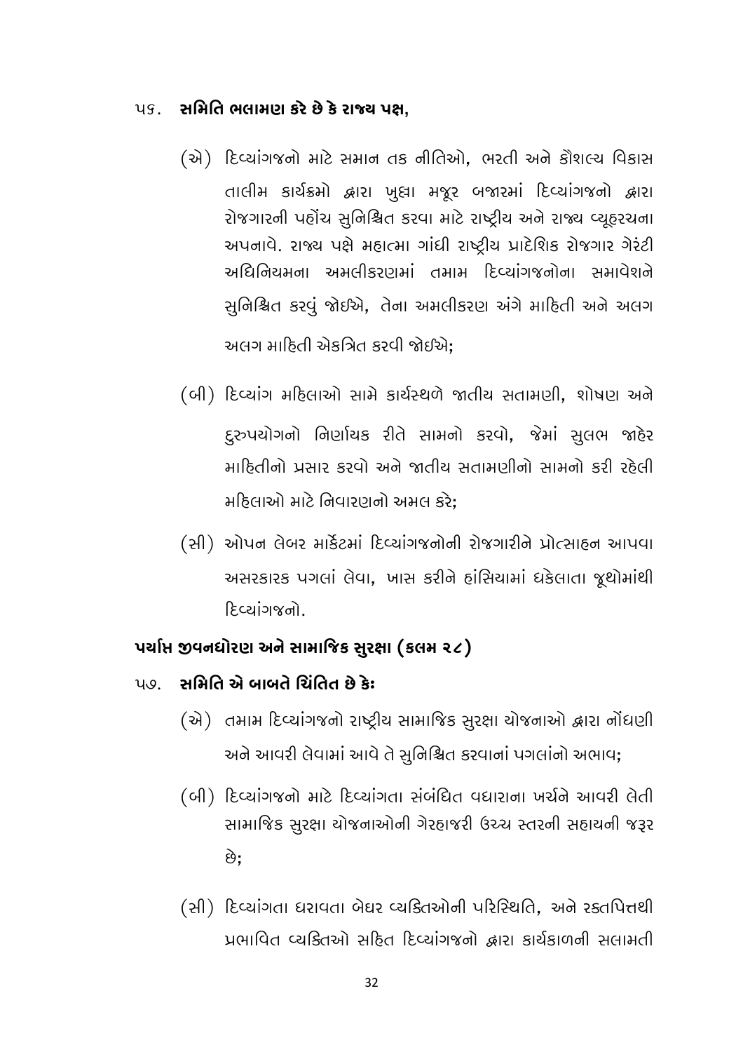૫૬. **સમિતિ ભલામણ કરે છે કે રાજ્ય પક્ષ,**

(એ) દિવ્યાંગજનો માટે સમાન તક નીતિઓ, ભરતી અને કૌશલ્ય વિકાસ તાલીમ કાર્યક્રમો દ્વારા ખુલ્લા મજૂર બજારમાં દિવ્યાંગજનો દ્વારા રોજગારની પહોંચ સુનિશ્ચિત કરવા માટે રાષ્ટ્રીય અને રાજ્ય વ્યૂહરચના અપનાવે. રાજ્ય પક્ષે મહાત્મા ગાંધી રાષ્ટ્રીય પ્રાદેશિક રોજગાર ગેરંટી અધિનિયમના અમલીકરણમાં તમામ દિવ્યાંગજનોના સમાવેશને સુનિશ્ચિત કરવું જોઈએ, તેના અમલીકરણ અંગે માહિતી અને અલગ અલગ માહિતી એકત્રિત કરવી જોઈએ;

(બી) દિવ્યાંગ મહિલાઓ સામે કાર્યસ્થળે જાતીય સતામણી, શોષણ અને દુરુપયોગનો નિર્ણાયક રીતે સામનો કરવો, જેમાં સુલભ જાહેર માહિતીનો પ્રસાર કરવો અને જાતીય સતામણીનો સામનો કરી રહેલી મહિલાઓ માટે નિવારણનો અમલ કરે;

(સી) ઓપન લેબર માર્કેટમાં દિવ્યાંગજનોની રોજગારીને પ્રોત્સાહન આપવા અસરકારક પગલાં લેવા, ખાસ કરીને હાંસિયામાં ધકેલાતા જૂથોમાંથી દિવ્યાંગજનો.

## પર્યાપ્ત જીવનધોરણ અને સામાજિક સુરક્ષા (કલમ ૨૮)

૫૭. **સમિતિ એ બાબતે ચિંતિત છે કેઃ**

(એ) તમામ દિવ્યાંગજનો રાષ્ટ્રીય સામાજિક સુરક્ષા યોજનાઓ દ્વારા નોંધણી અને આવરી લેવામાં આવે તે સુનિશ્ચિત કરવાનાં પગલાંનો અભાવ;

(બી) દિવ્યાંગજનો માટે દિવ્યાંગતા સંબંધિત વધારાના ખર્ચને આવરી લેતી સામાજિક સુરક્ષા યોજનાઓની ગેરહાજરી ઉચ્ચ સ્તરની સહાયની જરૂર છે;

(સી) દિવ્યાંગતા ધરાવતા બેઘર વ્યક્તિઓની પરિસ્થિતિ, અને રક્તપિત્તથી પ્રભાવિત વ્યક્તિઓ સહિત દિવ્યાંગજનો દ્વારા કાર્યકાળની સલામતી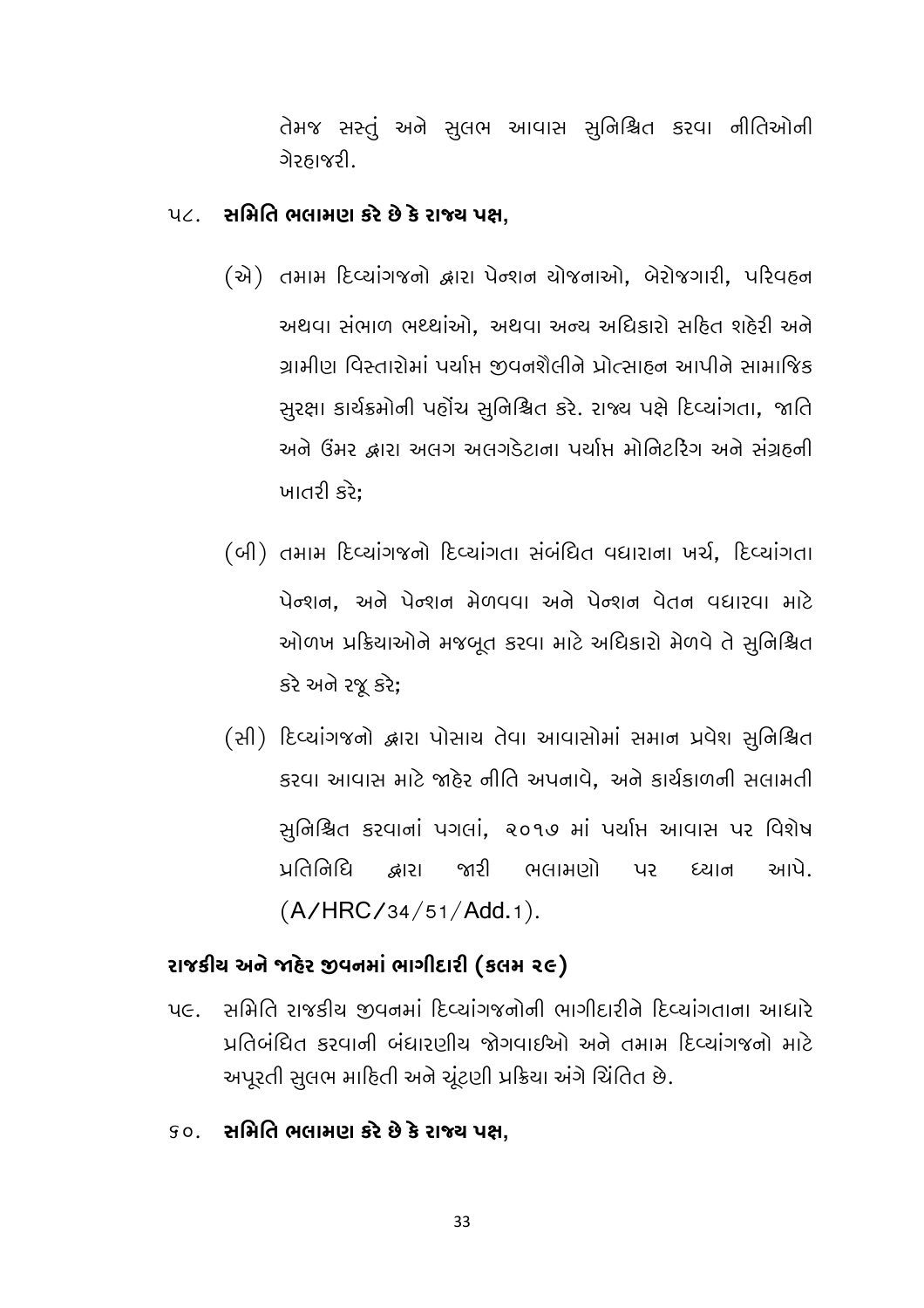તેમજ સસ્તું અને સુલભ આવાસ સુનિશ્ચિત કરવા નીતિઓની ગેરહાજરી.

૫૮. **સમિતિ ભલામણ કરે છે કે રાજ્ય પક્ષ,**

(એ) તમામ દિવ્યાંગજનો દ્વારા પેન્શન યોજનાઓ, બેરોજગારી, પરિવહન અથવા સંભાળ ભથ્થાંઓ, અથવા અન્ય અધિકારો સહિત શહેરી અને ગ્રામીણ વિસ્તારોમાં પર્યાપ્ત જીવનશૈલીને પ્રોત્સાહન આપીને સામાજિક સુરક્ષા કાર્યક્રમોની પહોંચ સુનિશ્ચિત કરે. રાજ્ય પક્ષે દિવ્યાંગતા, જાતિ અને ઉંમર દ્વારા અલગ અલગડેટાના પર્યાપ્ત મોનિટરિંગ અને સંગ્રહની ખાતરી કરે;

(બી) તમામ દિવ્યાંગજનો દિવ્યાંગતા સંબંધિત વધારાના ખર્ચ, દિવ્યાંગતા પેન્શન, અને પેન્શન મેળવવા અને પેન્શન વેતન વધારવા માટે ઓળખ પ્રક્રિયાઓને મજબૂત કરવા માટે અધિકારો મેળવે તે સુનિશ્ચિત કરે અને રજૂ કરે;

(સી) દિવ્યાંગજનો દ્વારા પોસાય તેવા આવાસોમાં સમાન પ્રવેશ સુનિશ્ચિત કરવા આવાસ માટે જાહેર નીતિ અપનાવે, અને કાર્યકાળની સલામતી સુનિશ્ચિત કરવાનાં પગલાં, ૨૦૧૭ માં પર્યાપ્ત આવાસ પર વિશેષ પ્રતિનિધિ દ્વારા જારી ભલામણો પર ધ્યાન આપે. (A/HRC/34/51/Add.1).

## રાજકીય અને જાહેર જીવનમાં ભાગીદારી (કલમ ૨૯)

૫૯. સમિતિ રાજકીય જીવનમાં દિવ્યાંગજનોની ભાગીદારીને દિવ્યાંગતાના આધારે પ્રતિબંધિત કરવાની બંધારણીય જોગવાઈઓ અને તમામ દિવ્યાંગજનો માટે અપૂરતી સુલભ માહિતી અને ચૂંટણી પ્રક્રિયા અંગે ચિંતિત છે.

૬૦. **સમિતિ ભલામણ કરે છે કે રાજ્ય પક્ષ,**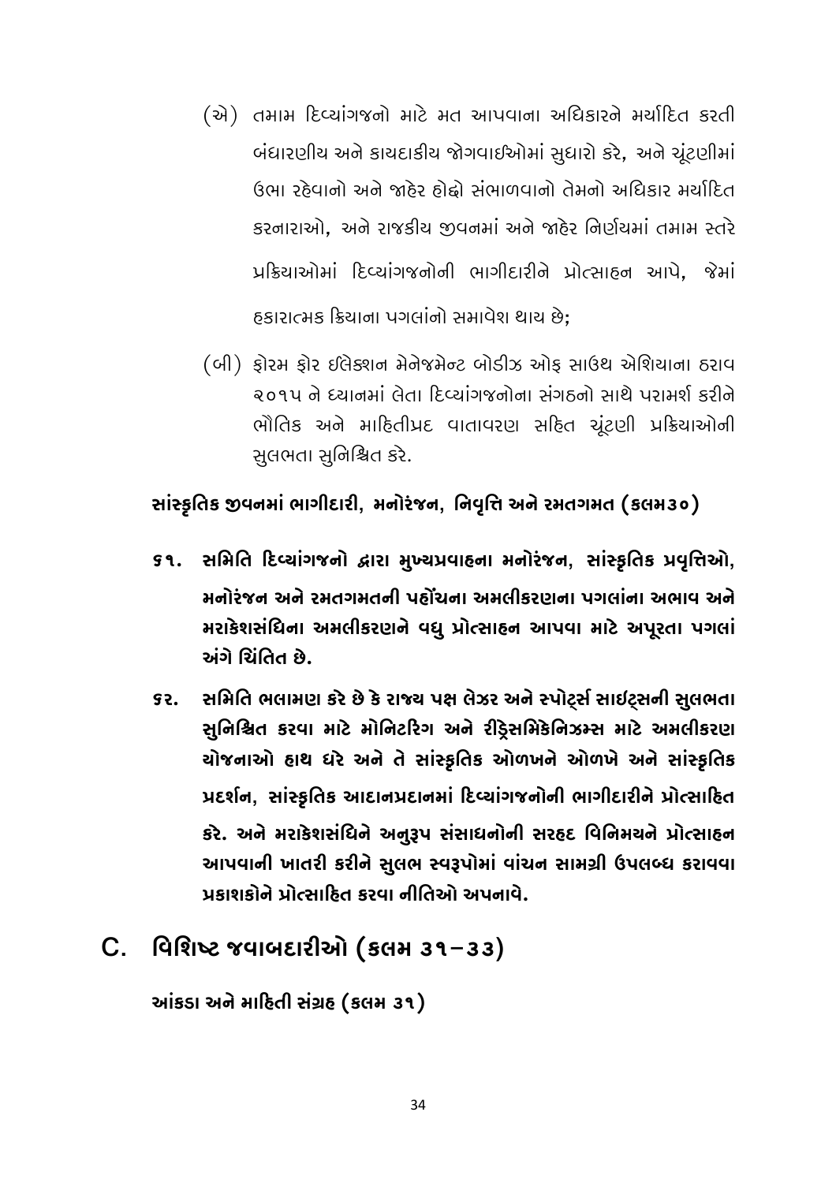(એ) તમામ દિવ્યાંગજનો માટે મત આપવાના અધિકારને મર્યાદિત કરતી બંધારણીય અને કાયદાકીય જોગવાઈઓમાં સુધારો કરે, અને ચૂંટણીમાં ઉભા રહેવાનો અને જાહેર હોદ્દો સંભાળવાનો તેમનો અધિકાર મર્યાદિત કરનારાઓ, અને રાજકીય જીવનમાં અને જાહેર નિર્ણયમાં તમામ સ્તરે પ્રક્રિયાઓમાં દિવ્યાંગજનોની ભાગીદારીને પ્રોત્સાહન આપે, જેમાં હકારાત્મક ક્રિયાના પગલાંનો સમાવેશ થાય છે;

(બી) ફોરમ ફોર ઈલેક્શન મેનેજમેન્ટ બોડીઝ ઓફ સાઉથ એશિયાના ઠરાવ ૨૦૧૫ ને ધ્યાનમાં લેતા દિવ્યાંગજનોના સંગઠનો સાથે પરામર્શ કરીને ભૌતિક અને માહિતીપ્રદ વાતાવરણ સહિત ચૂંટણી પ્રક્રિયાઓની સુલભતા સુનિશ્ચિત કરે.

**સાંસ્કૃતિક જીવનમાં ભાગીદારી, મનોરંજન, નિવૃત્તિ અને રમતગમત (કલમ૩૦)**

**૬૧. સમિતિ દિવ્યાંગજનો દ્વારા મુખ્યપ્રવાહના મનોરંજન, સાંસ્કૃતિક પ્રવૃત્તિઓ, મનોરંજન અને રમતગમતની પહોંચના અમલીકરણના પગલાંના અભાવ અને મરાકેશસંધિના અમલીકરણને વધુ પ્રોત્સાહન આપવા માટે અપૂરતા પગલાં અંગે ચિંતિત છે.**

**૬૨. સમિતિ ભલામણ કરે છે કે રાજ્ય પક્ષ લેઝર અને સ્પોર્ટ્સ સાઈટ્સની સુલભતા સુનિશ્ચિત કરવા માટે મોનિટરિંગ અને રીડ્રેસમિકેનિઝમ્સ માટે અમલીકરણ યોજનાઓ હાથ ધરે અને તે સાંસ્કૃતિક ઓળખને ઓળખે અને સાંસ્કૃતિક પ્રદર્શન, સાંસ્કૃતિક આદાનપ્રદાનમાં દિવ્યાંગજનોની ભાગીદારીને પ્રોત્સાહિત કરે. અને મરાકેશસંધિને અનુરૂપ સંસાધનોની સરહદ વિનિમયને પ્રોત્સાહન આપવાની ખાતરી કરીને સુલભ સ્વરૂપોમાં વાંચન સામગ્રી ઉપલબ્ધ કરાવવા પ્રકાશકોને પ્રોત્સાહિત કરવા નીતિઓ અપનાવે.**

## C. વિશિષ્ટ જવાબદારીઓ (કલમ ૩૧–૩૩)

**આંકડા અને માહિતી સંગ્રહ (કલમ ૩૧)**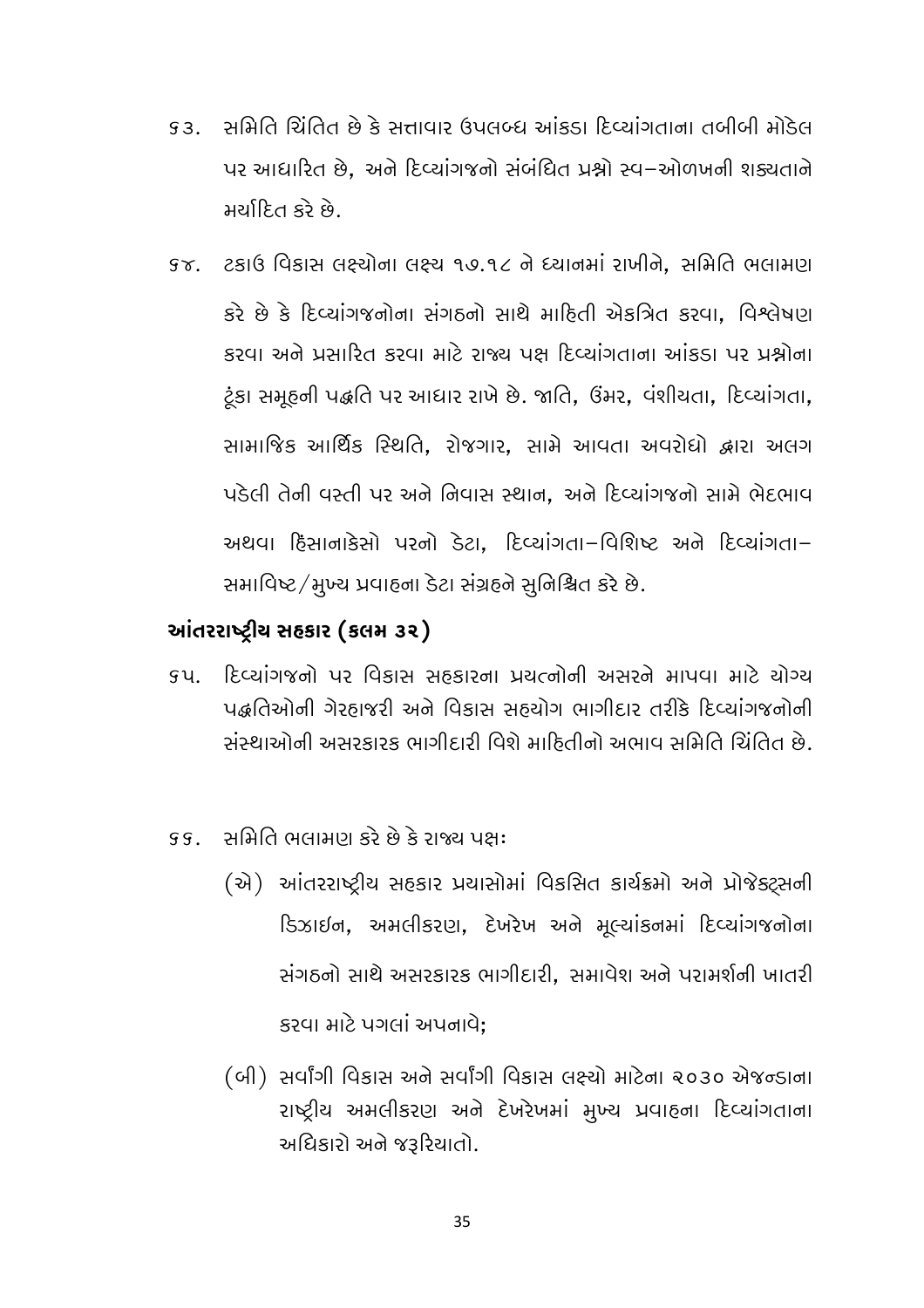૬૩. સમિતિ ચિંતિત છે કે સત્તાવાર ઉપલબ્ધ આંકડા દિવ્યાંગતાના તબીબી મૉડેલ પર આધારિત છે, અને દિવ્યાંગજનો સંબંધિત પ્રશ્નો સ્વ–ઓળખની શક્યતાને મર્યાદિત કરે છે.

૬૪. ટકાઉ વિકાસ લક્ષ્યોના લક્ષ્ય ૧૭.૧૮ ને ધ્યાનમાં રાખીને, સમિતિ ભલામણ કરે છે કે દિવ્યાંગજનોના સંગઠનો સાથે માહિતી એકત્રિત કરવા, વિશ્લેષણ કરવા અને પ્રસારિત કરવા માટે રાજ્ય પક્ષ દિવ્યાંગતાના આંકડા પર પ્રશ્નોના ટૂંકા સમૂહની પદ્ધતિ પર આધાર રાખે છે. જાતિ, ઉંમર, વંશીયતા, દિવ્યાંગતા, સામાજિક આર્થિક સ્થિતિ, રોજગાર, સામે આવતા અવરોધો દ્વારા અલગ પડેલી તેની વસ્તી પર અને નિવાસ સ્થાન, અને દિવ્યાંગજનો સામે ભેદભાવ અથવા હિંસાનાકેસો પરનો ડેટા, દિવ્યાંગતા–વિશિષ્ટ અને દિવ્યાંગતા–સમાવિષ્ટ/મુખ્ય પ્રવાહના ડેટા સંગ્રહને સુનિશ્ચિત કરે છે.

## આંતરરાષ્ટ્રીય સહકાર (કલમ ૩૨)

૬૫. દિવ્યાંગજનો પર વિકાસ સહકારના પ્રયત્નોની અસરને માપવા માટે યોગ્ય પદ્ધતિઓની ગેરહાજરી અને વિકાસ સહયોગ ભાગીદાર તરીકે દિવ્યાંગજનોની સંસ્થાઓની અસરકારક ભાગીદારી વિશે માહિતીનો અભાવ સમિતિ ચિંતિત છે.

૬૬. સમિતિ ભલામણ કરે છે કે રાજ્ય પક્ષઃ

(એ) આંતરરાષ્ટ્રીય સહકાર પ્રયાસોમાં વિકસિત કાર્યક્રમો અને પ્રોજેક્ટ્સની ડિઝાઇન, અમલીકરણ, દેખરેખ અને મૂલ્યાંકનમાં દિવ્યાંગજનોના સંગઠનો સાથે અસરકારક ભાગીદારી, સમાવેશ અને પરામર્શની ખાતરી કરવા માટે પગલાં અપનાવે;

(બી) સર્વાંગી વિકાસ અને સર્વાંગી વિકાસ લક્ષ્યો માટેના ૨૦૩૦ એજન્ડાના રાષ્ટ્રીય અમલીકરણ અને દેખરેખમાં મુખ્ય પ્રવાહના દિવ્યાંગતાના અધિકારો અને જરૂરિયાતો.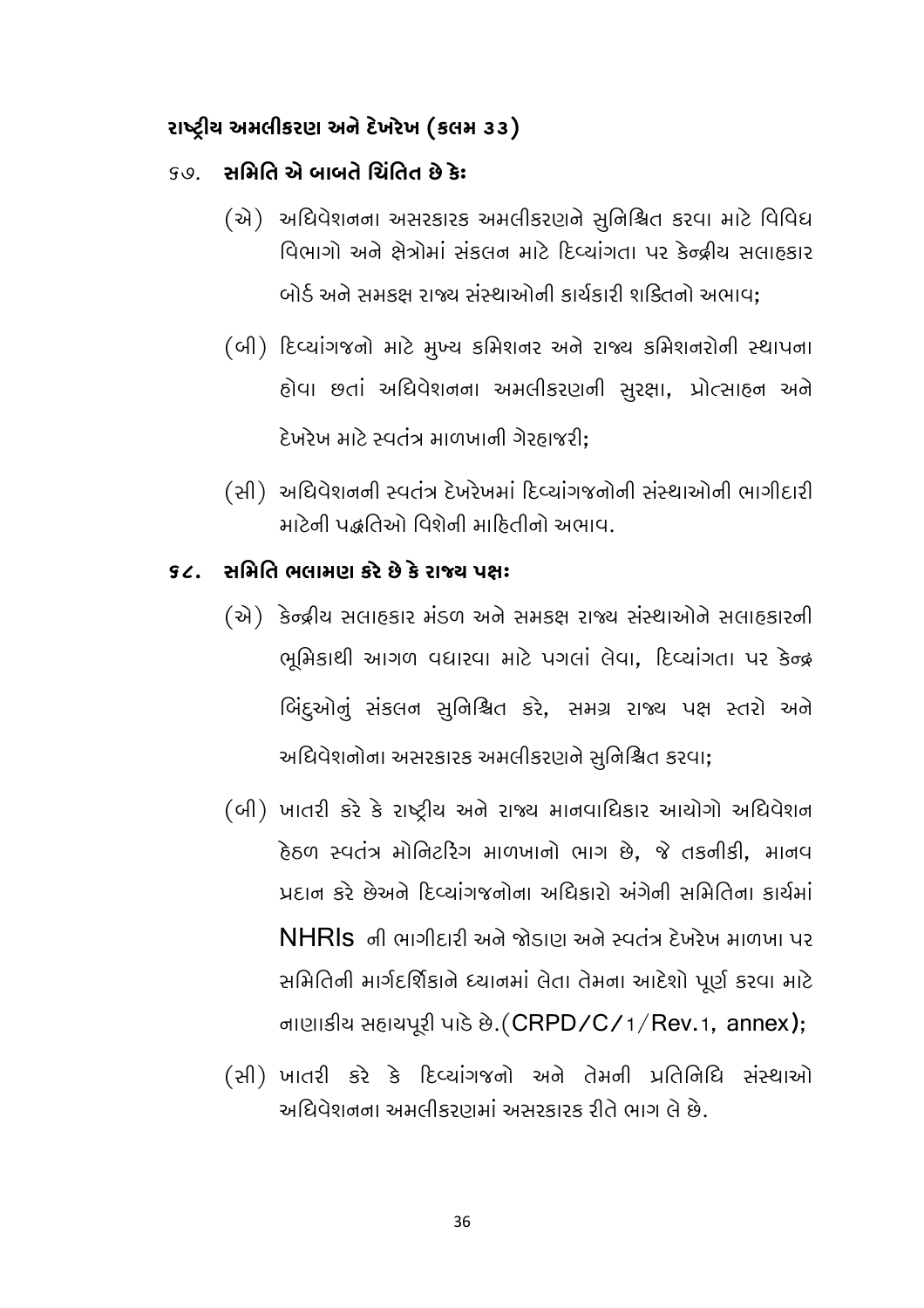## રાષ્ટ્રીય અમલીકરણ અને દેખરેખ (કલમ ૩૩)

૬૭. **સમિતિ એ બાબતે ચિંતિત છે કેઃ**

(એ) અધિવેશનના અસરકારક અમલીકરણને સુનિશ્ચિત કરવા માટે વિવિધ વિભાગો અને ક્ષેત્રોમાં સંકલન માટે દિવ્યાંગતા પર કેન્દ્રીય સલાહકાર બોર્ડ અને સમકક્ષ રાજ્ય સંસ્થાઓની કાર્યકારી શક્તિનો અભાવ;

(બી) દિવ્યાંગજનો માટે મુખ્ય કમિશનર અને રાજ્ય કમિશનરોની સ્થાપના હોવા છતાં અધિવેશનના અમલીકરણની સુરક્ષા, પ્રોત્સાહન અને દેખરેખ માટે સ્વતંત્ર માળખાની ગેરહાજરી;

(સી) અધિવેશનની સ્વતંત્ર દેખરેખમાં દિવ્યાંગજનોની સંસ્થાઓની ભાગીદારી માટેની પદ્ધતિઓ વિશેની માહિતીનો અભાવ.

૬૮. **સમિતિ ભલામણ કરે છે કે રાજ્ય પક્ષઃ**

(એ) કેન્દ્રીય સલાહકાર મંડળ અને સમકક્ષ રાજ્ય સંસ્થાઓને સલાહકારની ભૂમિકાથી આગળ વધારવા માટે પગલાં લેવા, દિવ્યાંગતા પર કેન્દ્ર બિંદુઓનું સંકલન સુનિશ્ચિત કરે, સમગ્ર રાજ્ય પક્ષ સ્તરો અને અધિવેશનોના અસરકારક અમલીકરણને સુનિશ્ચિત કરવા;

(બી) ખાતરી કરે કે રાષ્ટ્રીય અને રાજ્ય માનવાધિકાર આયોગો અધિવેશન હેઠળ સ્વતંત્ર મોનિટરિંગ માળખાનો ભાગ છે, જે તકનીકી, માનવ પ્રદાન કરે છેઅને દિવ્યાંગજનોના અધિકારો અંગેની સમિતિના કાર્યમાં NHRIs ની ભાગીદારી અને જોડાણ અને સ્વતંત્ર દેખરેખ માળખા પર સમિતિની માર્ગદર્શિકાને ધ્યાનમાં લેતા તેમના આદેશો પૂર્ણ કરવા માટે નાણાકીય સહાયપૂરી પાડે છે.(CRPD/C/1/Rev.1, annex);

(સી) ખાતરી કરે કે દિવ્યાંગજનો અને તેમની પ્રતિનિધિ સંસ્થાઓ અધિવેશનના અમલીકરણમાં અસરકારક રીતે ભાગ લે છે.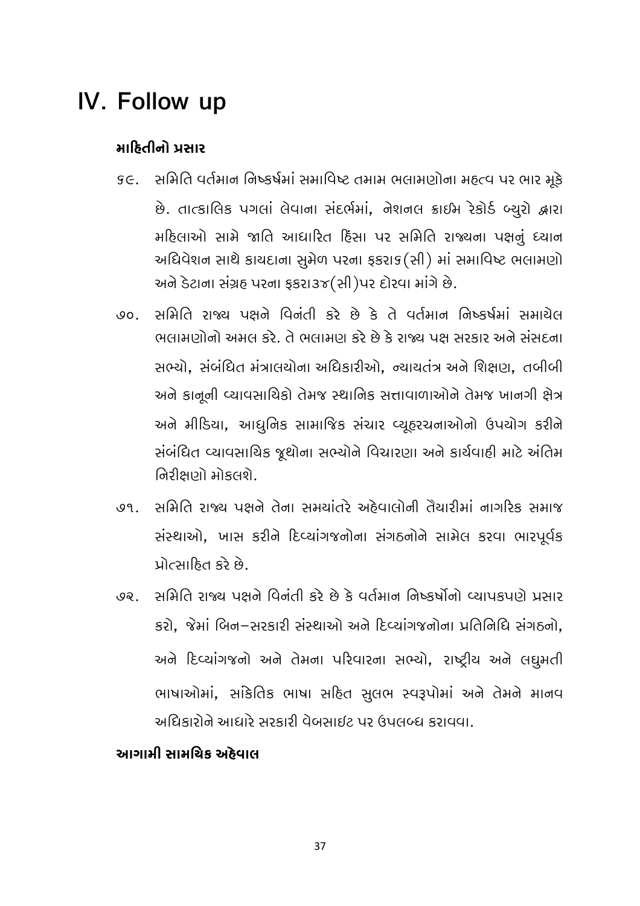# IV. Follow up

### માહિતીનો પ્રસાર

૬૯. સમિતિ વર્તમાન નિષ્કર્ષમાં સમાવિષ્ટ તમામ ભલામણોના મહત્વ પર ભાર મૂકે છે. તાત્કાલિક પગલાં લેવાના સંદર્ભમાં, નેશનલ ક્રાઈમ રેકોર્ડ બ્યુરો દ્વારા મહિલાઓ સામે જાતિ આધારિત હિંસા પર સમિતિ રાજ્યના પક્ષનું ધ્યાન અધિવેશન સાથે કાયદાના સુમેળ પરના ફકરા૬(સી) માં સમાવિષ્ટ ભલામણો અને ડેટાના સંગ્રહ પરના ફકરા૩૪(સી)પર દોરવા માંગે છે.

૭૦. સમિતિ રાજ્ય પક્ષને વિનંતી કરે છે કે તે વર્તમાન નિષ્કર્ષમાં સમાયેલ ભલામણોનો અમલ કરે. તે ભલામણ કરે છે કે રાજ્ય પક્ષ સરકાર અને સંસદના સભ્યો, સંબંધિત મંત્રાલયોના અધિકારીઓ, ન્યાયતંત્ર અને શિક્ષણ, તબીબી અને કાનૂની વ્યાવસાયિકો તેમજ સ્થાનિક સત્તાવાળાઓને તેમજ ખાનગી ક્ષેત્ર અને મીડિયા, આધુનિક સામાજિક સંચાર વ્યૂહરચનાઓનો ઉપયોગ કરીને સંબંધિત વ્યાવસાયિક જૂથોના સભ્યોને વિચારણા અને કાર્યવાહી માટે અંતિમ નિરીક્ષણો મોકલશે.

૭૧. સમિતિ રાજ્ય પક્ષને તેના સમયાંતરે અહેવાલોની તૈયારીમાં નાગરિક સમાજ સંસ્થાઓ, ખાસ કરીને દિવ્યાંગજનોના સંગઠનોને સામેલ કરવા ભારપૂર્વક પ્રોત્સાહિત કરે છે.

૭૨. સમિતિ રાજ્ય પક્ષને વિનંતી કરે છે કે વર્તમાન નિષ્કર્ષોનો વ્યાપકપણે પ્રસાર કરો, જેમાં બિન-સરકારી સંસ્થાઓ અને દિવ્યાંગજનોના પ્રતિનિધિ સંગઠનો, અને દિવ્યાંગજનો અને તેમના પરિવારના સભ્યો, રાષ્ટ્રીય અને લઘુમતી ભાષાઓમાં, સાંકેતિક ભાષા સહિત સુલભ સ્વરૂપોમાં અને તેમને માનવ અધિકારોને આધારે સરકારી વેબસાઇટ પર ઉપલબ્ધ કરાવવા.

### આગામી સામયિક અહેવાલ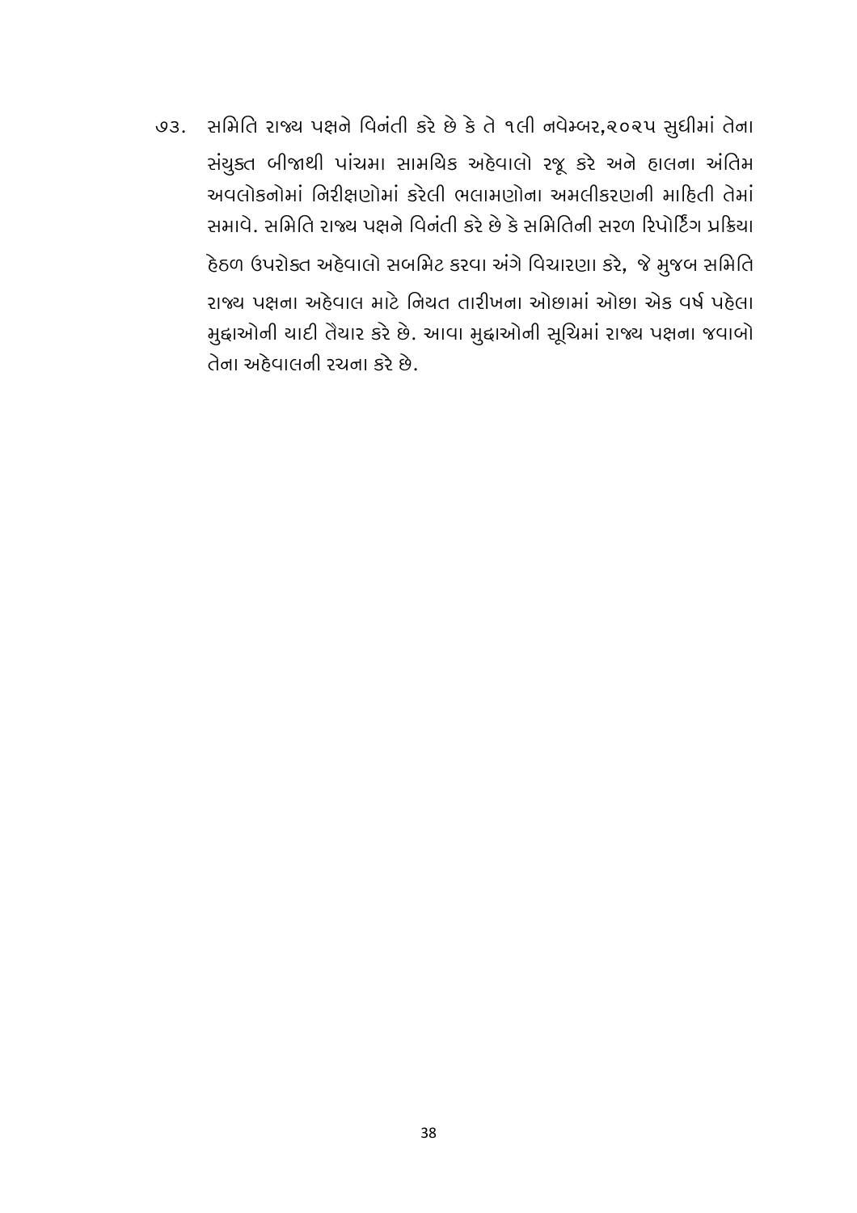૭૩. સમિતિ રાજ્ય પક્ષને વિનંતી કરે છે કે તે ૧લી નવેમ્બર,૨૦૨૫ સુધીમાં તેના સંયુક્ત બીજાથી પાંચમા સામયિક અહેવાલો રજૂ કરે અને હાલના અંતિમ અવલોકનોમાં નિરીક્ષણોમાં કરેલી ભલામણોના અમલીકરણની માહિતી તેમાં સમાવે. સમિતિ રાજ્ય પક્ષને વિનંતી કરે છે કે સમિતિની સરળ રિપોર્ટિંગ પ્રક્રિયા હેઠળ ઉપરોક્ત અહેવાલો સબમિટ કરવા અંગે વિચારણા કરે, જે મુજબ સમિતિ રાજ્ય પક્ષના અહેવાલ માટે નિયત તારીખના ઓછામાં ઓછા એક વર્ષ પહેલા મુદ્દાઓની યાદી તૈયાર કરે છે. આવા મુદ્દાઓની સૂચિમાં રાજ્ય પક્ષના જવાબો તેના અહેવાલની રચના કરે છે.